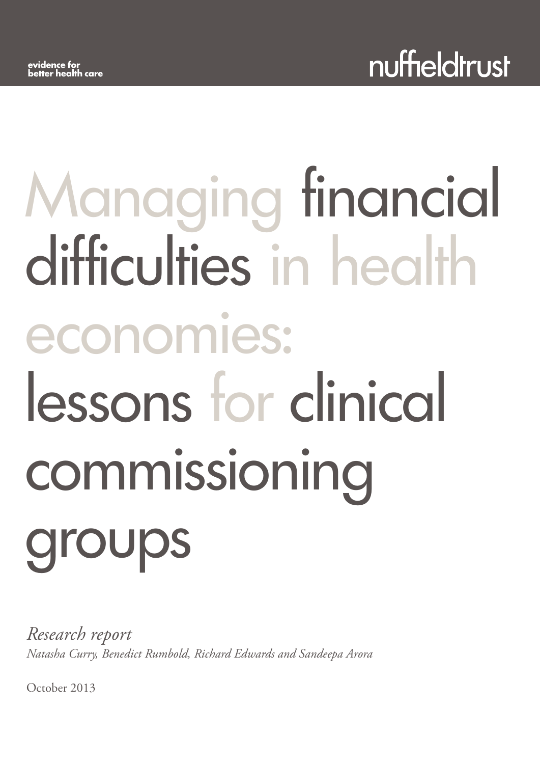evidence for better health care

nuffieldtrust

# Managing financial difficulties in health economies: lessons for clinical commissioning groups

*Research report*

*Natasha Curry, Benedict Rumbold, Richard Edwards and Sandeepa Arora*

October 2013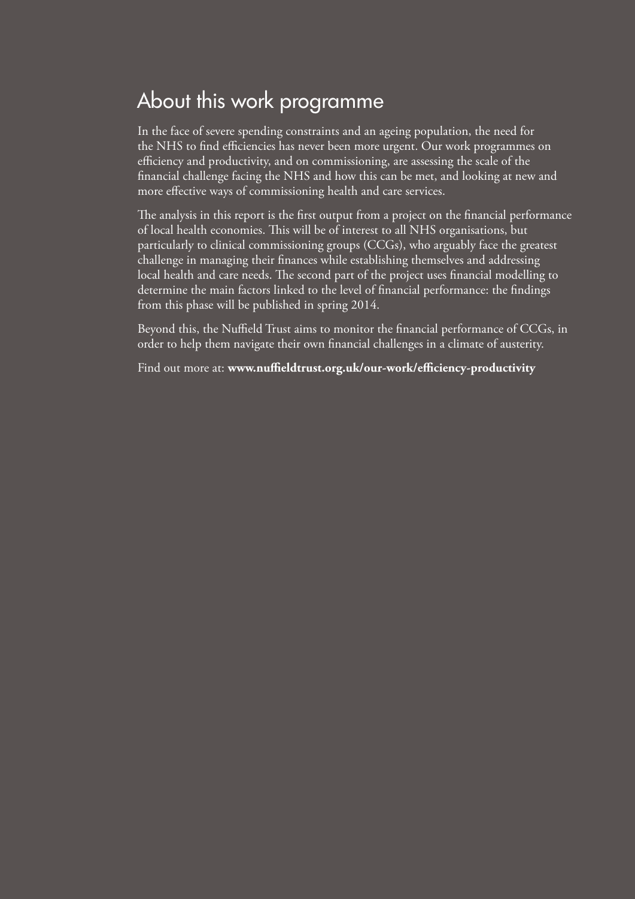# About this work programme

In the face of severe spending constraints and an ageing population, the need for the NHS to find efficiencies has never been more urgent. Our work programmes on efficiency and productivity, and on commissioning, are assessing the scale of the financial challenge facing the NHS and how this can be met, and looking at new and more effective ways of commissioning health and care services.

The analysis in this report is the first output from a project on the financial performance of local health economies. This will be of interest to all NHS organisations, but particularly to clinical commissioning groups (CCGs), who arguably face the greatest challenge in managing their finances while establishing themselves and addressing local health and care needs. The second part of the project uses financial modelling to determine the main factors linked to the level of financial performance: the findings from this phase will be published in spring 2014.

Beyond this, the Nuffield Trust aims to monitor the financial performance of CCGs, in order to help them navigate their own financial challenges in a climate of austerity.

Find out more at: **www.nuffieldtrust.org.uk/our-work/efficiency-productivity**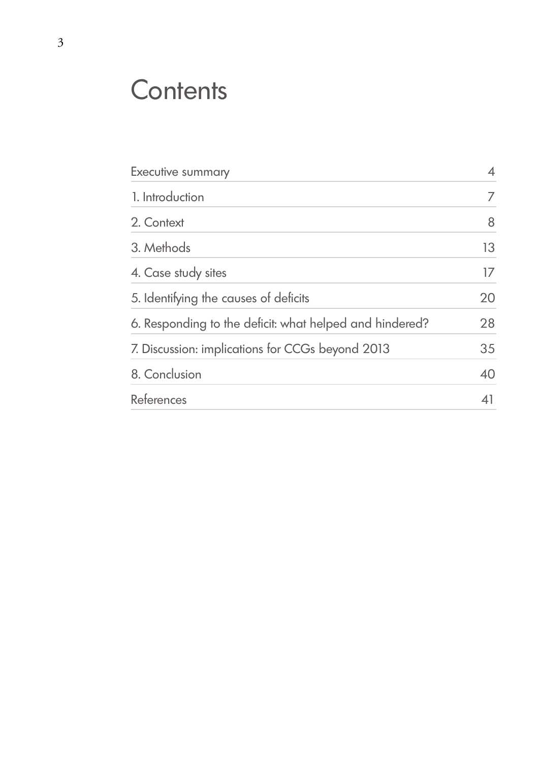# Contents

| | |
|---|---|
| Executive summary | 4 |
| 1. Introduction | 7 |
| 2. Context | 8 |
| 3. Methods | 13 |
| 4. Case study sites | 17 |
| 5. Identifying the causes of deficits | 20 |
| 6. Responding to the deficit: what helped and hindered? | 28 |
| 7. Discussion: implications for CCGs beyond 2013 | 35 |
| 8. Conclusion | 40 |
| References | 41 |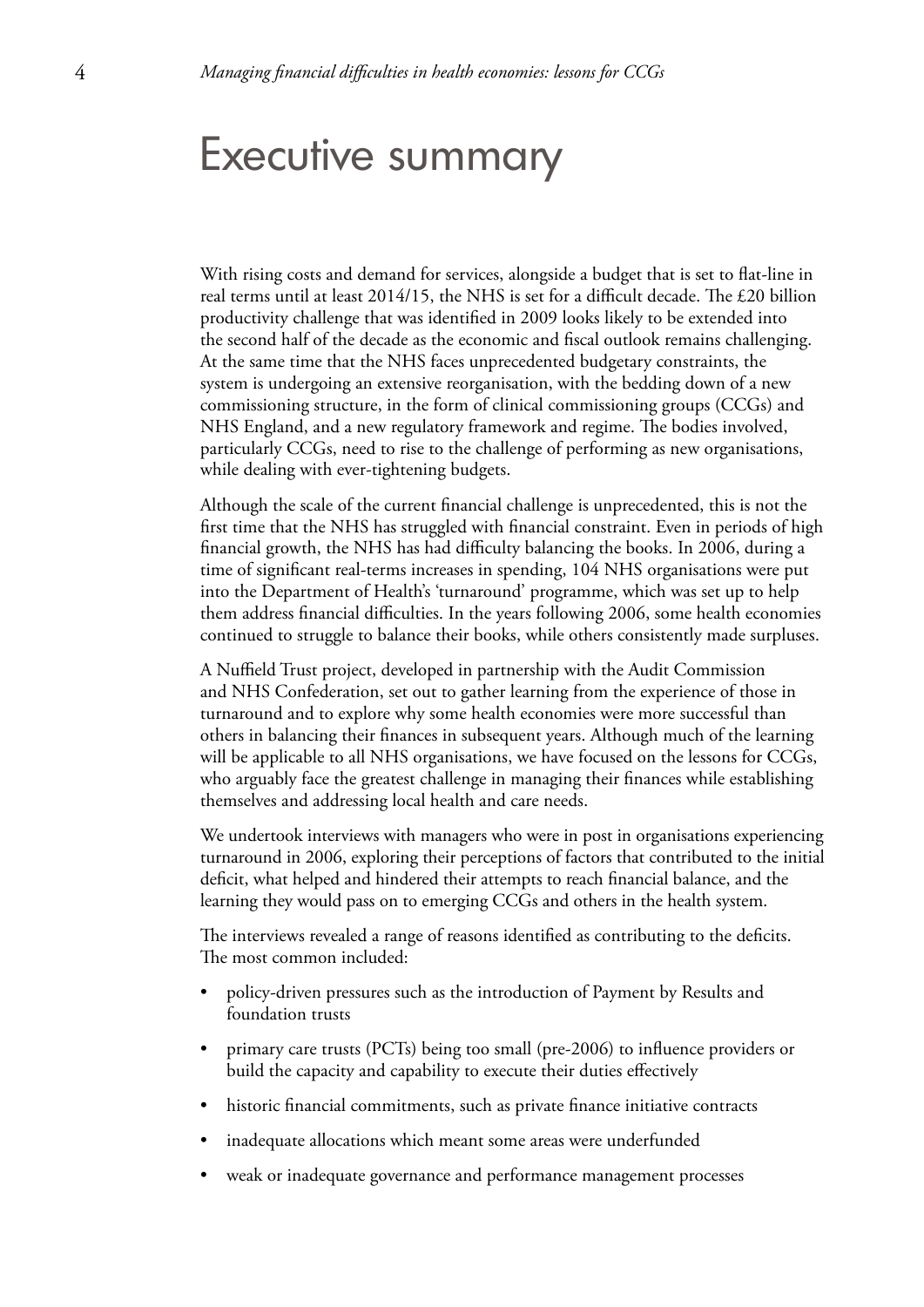# Executive summary

With rising costs and demand for services, alongside a budget that is set to flat-line in real terms until at least 2014/15, the NHS is set for a difficult decade. The £20 billion productivity challenge that was identified in 2009 looks likely to be extended into the second half of the decade as the economic and fiscal outlook remains challenging. At the same time that the NHS faces unprecedented budgetary constraints, the system is undergoing an extensive reorganisation, with the bedding down of a new commissioning structure, in the form of clinical commissioning groups (CCGs) and NHS England, and a new regulatory framework and regime. The bodies involved, particularly CCGs, need to rise to the challenge of performing as new organisations, while dealing with ever-tightening budgets.

Although the scale of the current financial challenge is unprecedented, this is not the first time that the NHS has struggled with financial constraint. Even in periods of high financial growth, the NHS has had difficulty balancing the books. In 2006, during a time of significant real-terms increases in spending, 104 NHS organisations were put into the Department of Health's 'turnaround' programme, which was set up to help them address financial difficulties. In the years following 2006, some health economies continued to struggle to balance their books, while others consistently made surpluses.

A Nuffield Trust project, developed in partnership with the Audit Commission and NHS Confederation, set out to gather learning from the experience of those in turnaround and to explore why some health economies were more successful than others in balancing their finances in subsequent years. Although much of the learning will be applicable to all NHS organisations, we have focused on the lessons for CCGs, who arguably face the greatest challenge in managing their finances while establishing themselves and addressing local health and care needs.

We undertook interviews with managers who were in post in organisations experiencing turnaround in 2006, exploring their perceptions of factors that contributed to the initial deficit, what helped and hindered their attempts to reach financial balance, and the learning they would pass on to emerging CCGs and others in the health system.

The interviews revealed a range of reasons identified as contributing to the deficits. The most common included:

- policy-driven pressures such as the introduction of Payment by Results and foundation trusts
- primary care trusts (PCTs) being too small (pre-2006) to influence providers or build the capacity and capability to execute their duties effectively
- historic financial commitments, such as private finance initiative contracts
- inadequate allocations which meant some areas were underfunded
- weak or inadequate governance and performance management processes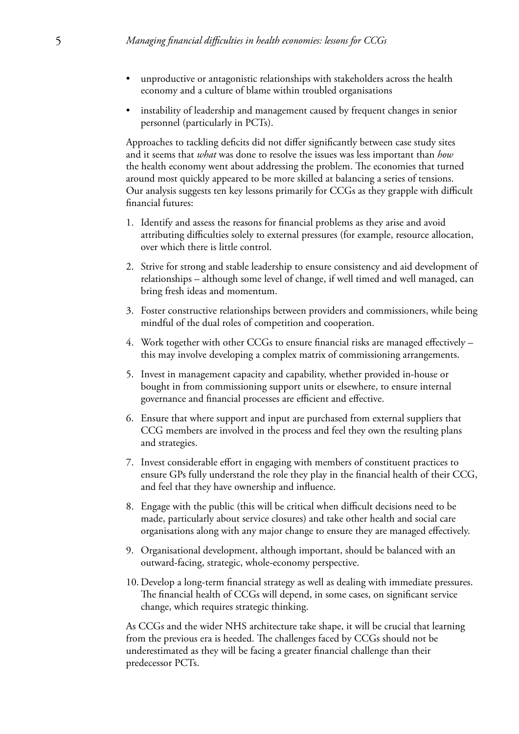- unproductive or antagonistic relationships with stakeholders across the health economy and a culture of blame within troubled organisations
- instability of leadership and management caused by frequent changes in senior personnel (particularly in PCTs).

Approaches to tackling deficits did not differ significantly between case study sites and it seems that *what* was done to resolve the issues was less important than *how* the health economy went about addressing the problem. The economies that turned around most quickly appeared to be more skilled at balancing a series of tensions. Our analysis suggests ten key lessons primarily for CCGs as they grapple with difficult financial futures:

1. Identify and assess the reasons for financial problems as they arise and avoid attributing difficulties solely to external pressures (for example, resource allocation, over which there is little control.
2. Strive for strong and stable leadership to ensure consistency and aid development of relationships – although some level of change, if well timed and well managed, can bring fresh ideas and momentum.
3. Foster constructive relationships between providers and commissioners, while being mindful of the dual roles of competition and cooperation.
4. Work together with other CCGs to ensure financial risks are managed effectively – this may involve developing a complex matrix of commissioning arrangements.
5. Invest in management capacity and capability, whether provided in-house or bought in from commissioning support units or elsewhere, to ensure internal governance and financial processes are efficient and effective.
6. Ensure that where support and input are purchased from external suppliers that CCG members are involved in the process and feel they own the resulting plans and strategies.
7. Invest considerable effort in engaging with members of constituent practices to ensure GPs fully understand the role they play in the financial health of their CCG, and feel that they have ownership and influence.
8. Engage with the public (this will be critical when difficult decisions need to be made, particularly about service closures) and take other health and social care organisations along with any major change to ensure they are managed effectively.
9. Organisational development, although important, should be balanced with an outward-facing, strategic, whole-economy perspective.
10. Develop a long-term financial strategy as well as dealing with immediate pressures. The financial health of CCGs will depend, in some cases, on significant service change, which requires strategic thinking.

As CCGs and the wider NHS architecture take shape, it will be crucial that learning from the previous era is heeded. The challenges faced by CCGs should not be underestimated as they will be facing a greater financial challenge than their predecessor PCTs.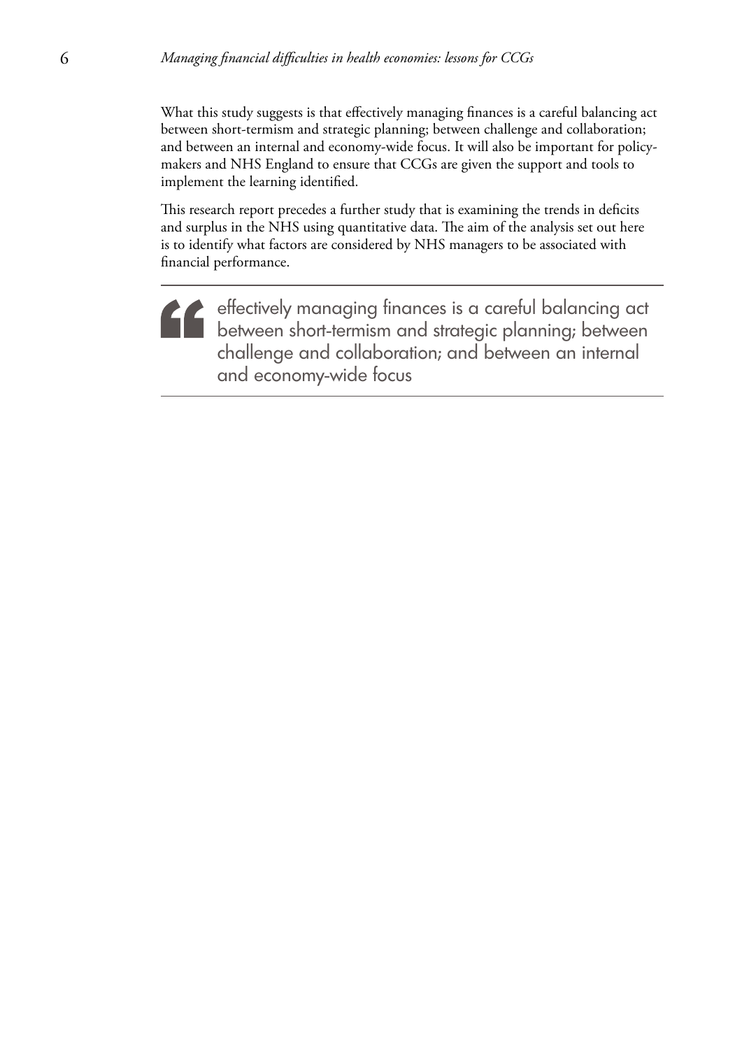What this study suggests is that effectively managing finances is a careful balancing act between short-termism and strategic planning; between challenge and collaboration; and between an internal and economy-wide focus. It will also be important for policy-makers and NHS England to ensure that CCGs are given the support and tools to implement the learning identified.

This research report precedes a further study that is examining the trends in deficits and surplus in the NHS using quantitative data. The aim of the analysis set out here is to identify what factors are considered by NHS managers to be associated with financial performance.

> effectively managing finances is a careful balancing act between short-termism and strategic planning; between challenge and collaboration; and between an internal and economy-wide focus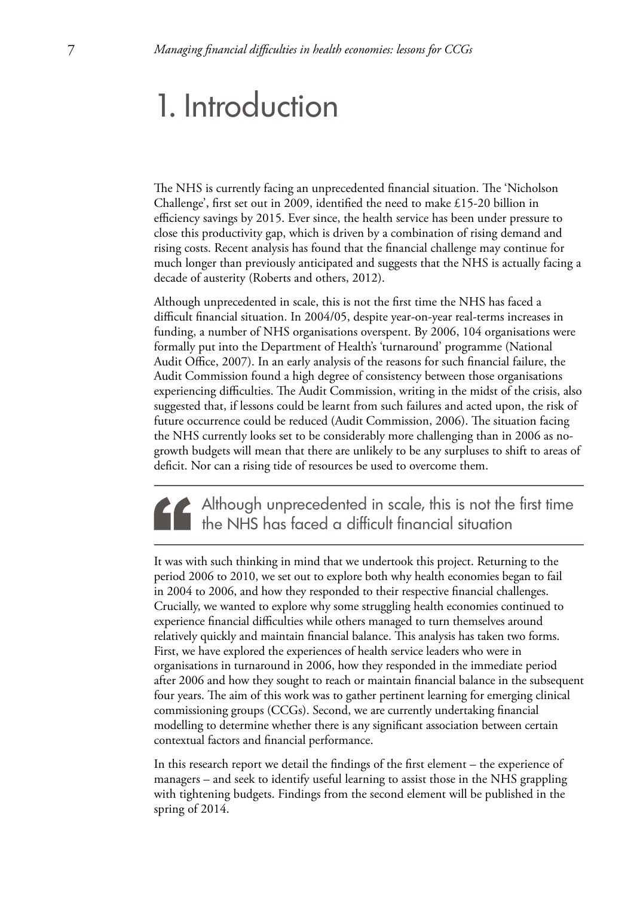# 1. Introduction

The NHS is currently facing an unprecedented financial situation. The 'Nicholson Challenge', first set out in 2009, identified the need to make £15-20 billion in efficiency savings by 2015. Ever since, the health service has been under pressure to close this productivity gap, which is driven by a combination of rising demand and rising costs. Recent analysis has found that the financial challenge may continue for much longer than previously anticipated and suggests that the NHS is actually facing a decade of austerity (Roberts and others, 2012).

Although unprecedented in scale, this is not the first time the NHS has faced a difficult financial situation. In 2004/05, despite year-on-year real-terms increases in funding, a number of NHS organisations overspent. By 2006, 104 organisations were formally put into the Department of Health's 'turnaround' programme (National Audit Office, 2007). In an early analysis of the reasons for such financial failure, the Audit Commission found a high degree of consistency between those organisations experiencing difficulties. The Audit Commission, writing in the midst of the crisis, also suggested that, if lessons could be learnt from such failures and acted upon, the risk of future occurrence could be reduced (Audit Commission, 2006). The situation facing the NHS currently looks set to be considerably more challenging than in 2006 as no-growth budgets will mean that there are unlikely to be any surpluses to shift to areas of deficit. Nor can a rising tide of resources be used to overcome them.

> Although unprecedented in scale, this is not the first time the NHS has faced a difficult financial situation

It was with such thinking in mind that we undertook this project. Returning to the period 2006 to 2010, we set out to explore both why health economies began to fail in 2004 to 2006, and how they responded to their respective financial challenges. Crucially, we wanted to explore why some struggling health economies continued to experience financial difficulties while others managed to turn themselves around relatively quickly and maintain financial balance. This analysis has taken two forms. First, we have explored the experiences of health service leaders who were in organisations in turnaround in 2006, how they responded in the immediate period after 2006 and how they sought to reach or maintain financial balance in the subsequent four years. The aim of this work was to gather pertinent learning for emerging clinical commissioning groups (CCGs). Second, we are currently undertaking financial modelling to determine whether there is any significant association between certain contextual factors and financial performance.

In this research report we detail the findings of the first element – the experience of managers – and seek to identify useful learning to assist those in the NHS grappling with tightening budgets. Findings from the second element will be published in the spring of 2014.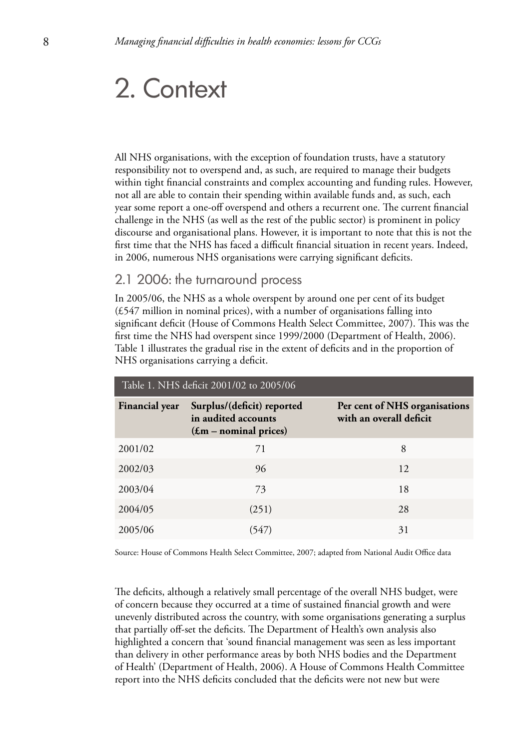# 2. Context

All NHS organisations, with the exception of foundation trusts, have a statutory responsibility not to overspend and, as such, are required to manage their budgets within tight financial constraints and complex accounting and funding rules. However, not all are able to contain their spending within available funds and, as such, each year some report a one-off overspend and others a recurrent one. The current financial challenge in the NHS (as well as the rest of the public sector) is prominent in policy discourse and organisational plans. However, it is important to note that this is not the first time that the NHS has faced a difficult financial situation in recent years. Indeed, in 2006, numerous NHS organisations were carrying significant deficits.

## 2.1 2006: the turnaround process

In 2005/06, the NHS as a whole overspent by around one per cent of its budget (£547 million in nominal prices), with a number of organisations falling into significant deficit (House of Commons Health Select Committee, 2007). This was the first time the NHS had overspent since 1999/2000 (Department of Health, 2006). Table 1 illustrates the gradual rise in the extent of deficits and in the proportion of NHS organisations carrying a deficit.

Table 1. NHS deficit 2001/02 to 2005/06

| Financial year | Surplus/(deficit) reported in audited accounts (£m – nominal prices) | Per cent of NHS organisations with an overall deficit |
|---|---|---|
| 2001/02 | 71 | 8 |
| 2002/03 | 96 | 12 |
| 2003/04 | 73 | 18 |
| 2004/05 | (251) | 28 |
| 2005/06 | (547) | 31 |

Source: House of Commons Health Select Committee, 2007; adapted from National Audit Office data

The deficits, although a relatively small percentage of the overall NHS budget, were of concern because they occurred at a time of sustained financial growth and were unevenly distributed across the country, with some organisations generating a surplus that partially off-set the deficits. The Department of Health's own analysis also highlighted a concern that 'sound financial management was seen as less important than delivery in other performance areas by both NHS bodies and the Department of Health' (Department of Health, 2006). A House of Commons Health Committee report into the NHS deficits concluded that the deficits were not new but were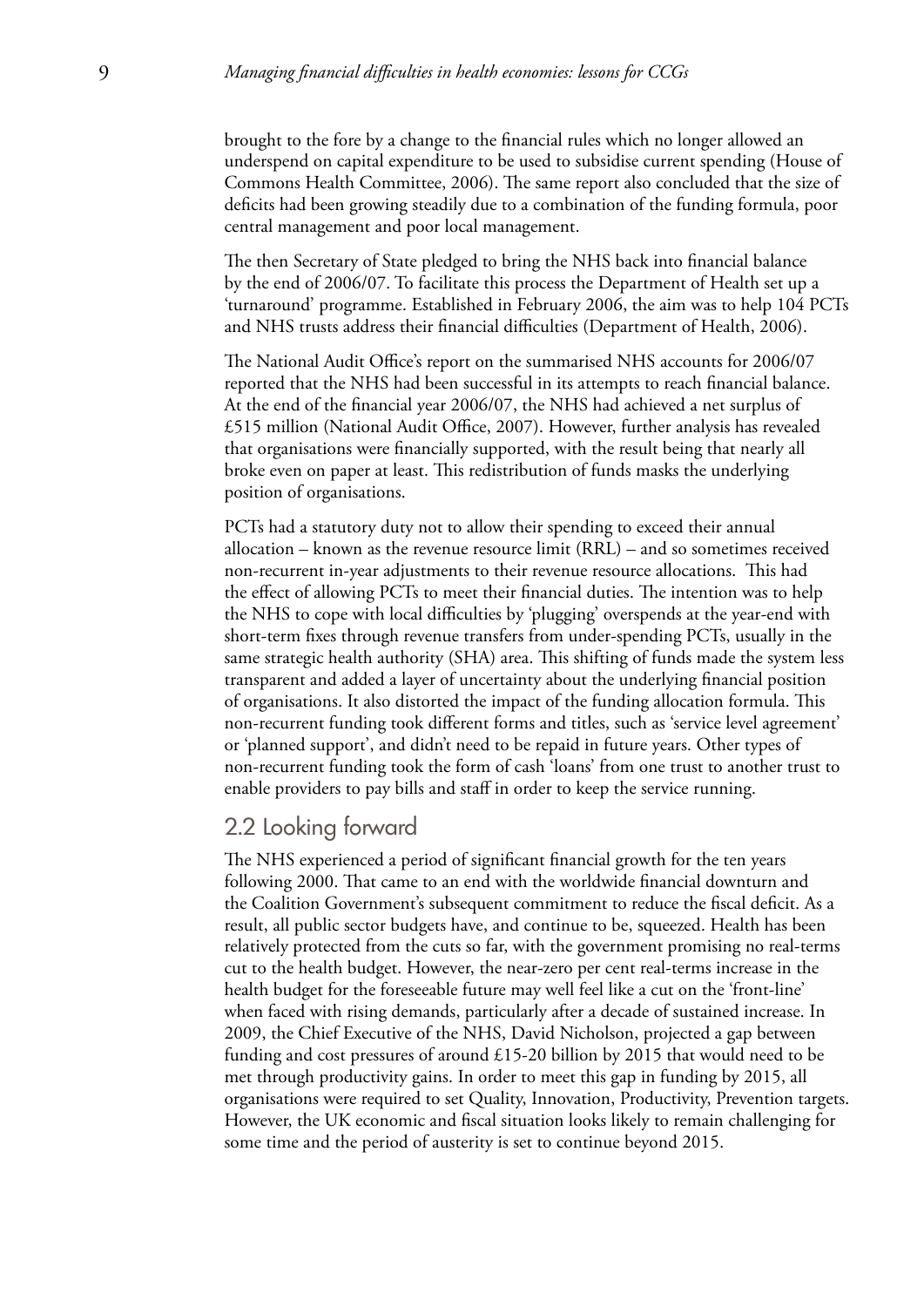brought to the fore by a change to the financial rules which no longer allowed an underspend on capital expenditure to be used to subsidise current spending (House of Commons Health Committee, 2006). The same report also concluded that the size of deficits had been growing steadily due to a combination of the funding formula, poor central management and poor local management.

The then Secretary of State pledged to bring the NHS back into financial balance by the end of 2006/07. To facilitate this process the Department of Health set up a 'turnaround' programme. Established in February 2006, the aim was to help 104 PCTs and NHS trusts address their financial difficulties (Department of Health, 2006).

The National Audit Office's report on the summarised NHS accounts for 2006/07 reported that the NHS had been successful in its attempts to reach financial balance. At the end of the financial year 2006/07, the NHS had achieved a net surplus of £515 million (National Audit Office, 2007). However, further analysis has revealed that organisations were financially supported, with the result being that nearly all broke even on paper at least. This redistribution of funds masks the underlying position of organisations.

PCTs had a statutory duty not to allow their spending to exceed their annual allocation – known as the revenue resource limit (RRL) – and so sometimes received non-recurrent in-year adjustments to their revenue resource allocations. This had the effect of allowing PCTs to meet their financial duties. The intention was to help the NHS to cope with local difficulties by 'plugging' overspends at the year-end with short-term fixes through revenue transfers from under-spending PCTs, usually in the same strategic health authority (SHA) area. This shifting of funds made the system less transparent and added a layer of uncertainty about the underlying financial position of organisations. It also distorted the impact of the funding allocation formula. This non-recurrent funding took different forms and titles, such as 'service level agreement' or 'planned support', and didn't need to be repaid in future years. Other types of non-recurrent funding took the form of cash 'loans' from one trust to another trust to enable providers to pay bills and staff in order to keep the service running.

## 2.2 Looking forward

The NHS experienced a period of significant financial growth for the ten years following 2000. That came to an end with the worldwide financial downturn and the Coalition Government's subsequent commitment to reduce the fiscal deficit. As a result, all public sector budgets have, and continue to be, squeezed. Health has been relatively protected from the cuts so far, with the government promising no real-terms cut to the health budget. However, the near-zero per cent real-terms increase in the health budget for the foreseeable future may well feel like a cut on the 'front-line' when faced with rising demands, particularly after a decade of sustained increase. In 2009, the Chief Executive of the NHS, David Nicholson, projected a gap between funding and cost pressures of around £15-20 billion by 2015 that would need to be met through productivity gains. In order to meet this gap in funding by 2015, all organisations were required to set Quality, Innovation, Productivity, Prevention targets. However, the UK economic and fiscal situation looks likely to remain challenging for some time and the period of austerity is set to continue beyond 2015.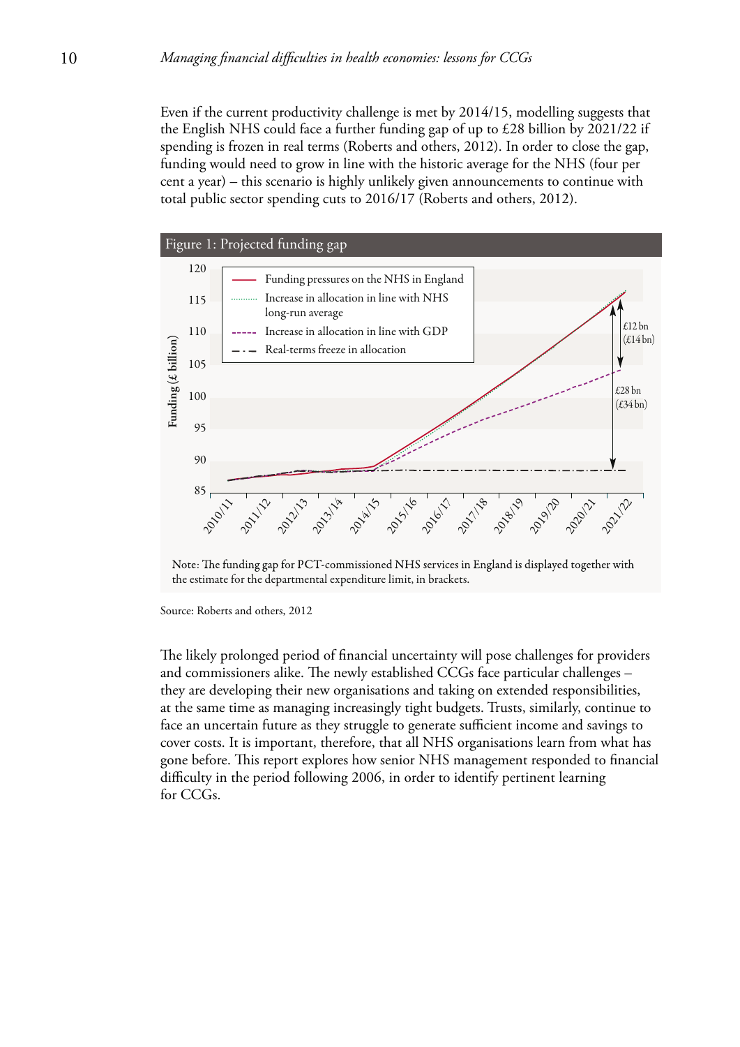Even if the current productivity challenge is met by 2014/15, modelling suggests that the English NHS could face a further funding gap of up to £28 billion by 2021/22 if spending is frozen in real terms (Roberts and others, 2012). In order to close the gap, funding would need to grow in line with the historic average for the NHS (four per cent a year) – this scenario is highly unlikely given announcements to continue with total public sector spending cuts to 2016/17 (Roberts and others, 2012).

Figure 1: Projected funding gap

Note: The funding gap for PCT-commissioned NHS services in England is displayed together with the estimate for the departmental expenditure limit, in brackets.

Source: Roberts and others, 2012

The likely prolonged period of financial uncertainty will pose challenges for providers and commissioners alike. The newly established CCGs face particular challenges – they are developing their new organisations and taking on extended responsibilities, at the same time as managing increasingly tight budgets. Trusts, similarly, continue to face an uncertain future as they struggle to generate sufficient income and savings to cover costs. It is important, therefore, that all NHS organisations learn from what has gone before. This report explores how senior NHS management responded to financial difficulty in the period following 2006, in order to identify pertinent learning for CCGs.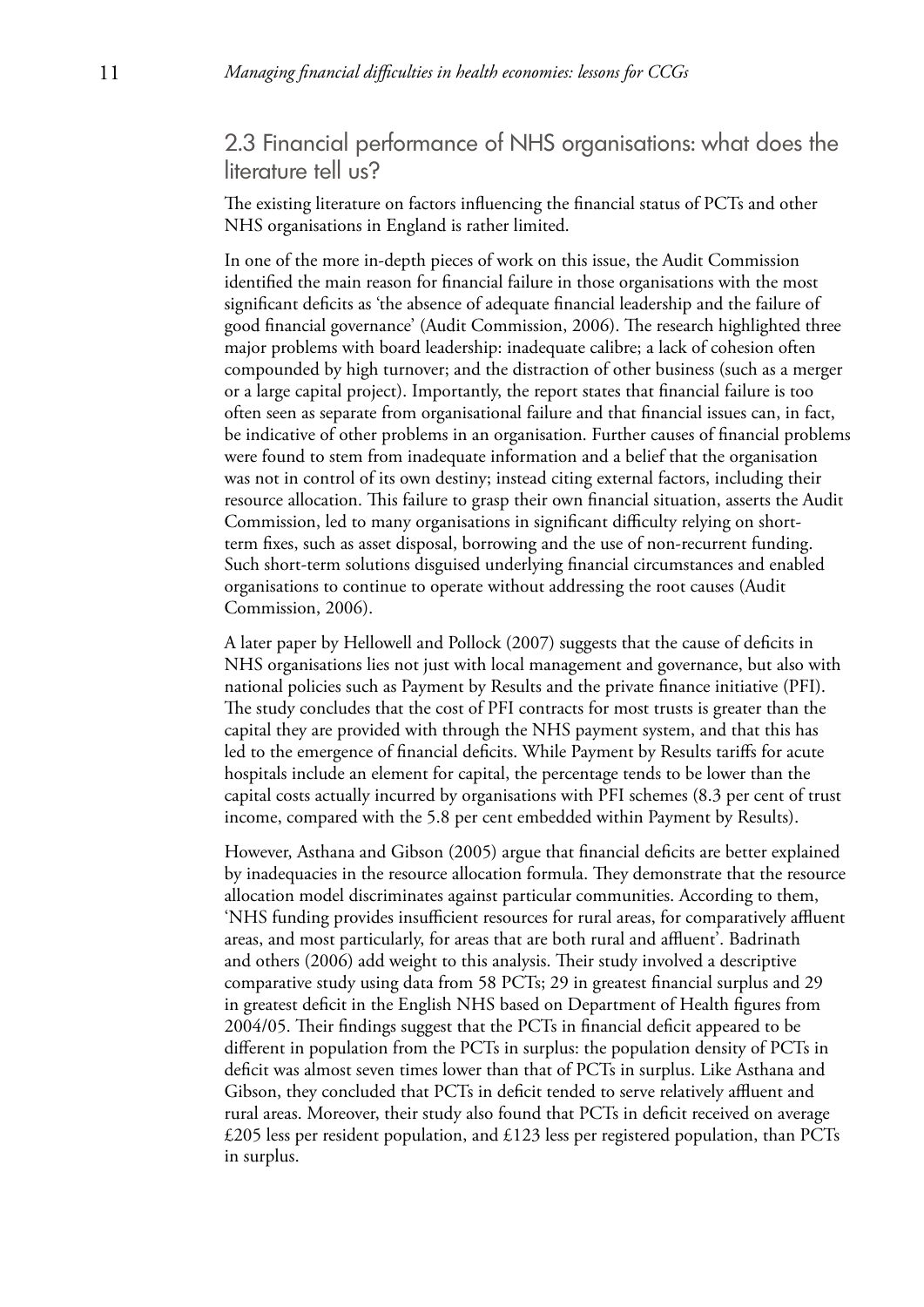## 2.3 Financial performance of NHS organisations: what does the literature tell us?

The existing literature on factors influencing the financial status of PCTs and other NHS organisations in England is rather limited.

In one of the more in-depth pieces of work on this issue, the Audit Commission identified the main reason for financial failure in those organisations with the most significant deficits as 'the absence of adequate financial leadership and the failure of good financial governance' (Audit Commission, 2006). The research highlighted three major problems with board leadership: inadequate calibre; a lack of cohesion often compounded by high turnover; and the distraction of other business (such as a merger or a large capital project). Importantly, the report states that financial failure is too often seen as separate from organisational failure and that financial issues can, in fact, be indicative of other problems in an organisation. Further causes of financial problems were found to stem from inadequate information and a belief that the organisation was not in control of its own destiny; instead citing external factors, including their resource allocation. This failure to grasp their own financial situation, asserts the Audit Commission, led to many organisations in significant difficulty relying on short-term fixes, such as asset disposal, borrowing and the use of non-recurrent funding. Such short-term solutions disguised underlying financial circumstances and enabled organisations to continue to operate without addressing the root causes (Audit Commission, 2006).

A later paper by Hellowell and Pollock (2007) suggests that the cause of deficits in NHS organisations lies not just with local management and governance, but also with national policies such as Payment by Results and the private finance initiative (PFI). The study concludes that the cost of PFI contracts for most trusts is greater than the capital they are provided with through the NHS payment system, and that this has led to the emergence of financial deficits. While Payment by Results tariffs for acute hospitals include an element for capital, the percentage tends to be lower than the capital costs actually incurred by organisations with PFI schemes (8.3 per cent of trust income, compared with the 5.8 per cent embedded within Payment by Results).

However, Asthana and Gibson (2005) argue that financial deficits are better explained by inadequacies in the resource allocation formula. They demonstrate that the resource allocation model discriminates against particular communities. According to them, 'NHS funding provides insufficient resources for rural areas, for comparatively affluent areas, and most particularly, for areas that are both rural and affluent'. Badrinath and others (2006) add weight to this analysis. Their study involved a descriptive comparative study using data from 58 PCTs; 29 in greatest financial surplus and 29 in greatest deficit in the English NHS based on Department of Health figures from 2004/05. Their findings suggest that the PCTs in financial deficit appeared to be different in population from the PCTs in surplus: the population density of PCTs in deficit was almost seven times lower than that of PCTs in surplus. Like Asthana and Gibson, they concluded that PCTs in deficit tended to serve relatively affluent and rural areas. Moreover, their study also found that PCTs in deficit received on average £205 less per resident population, and £123 less per registered population, than PCTs in surplus.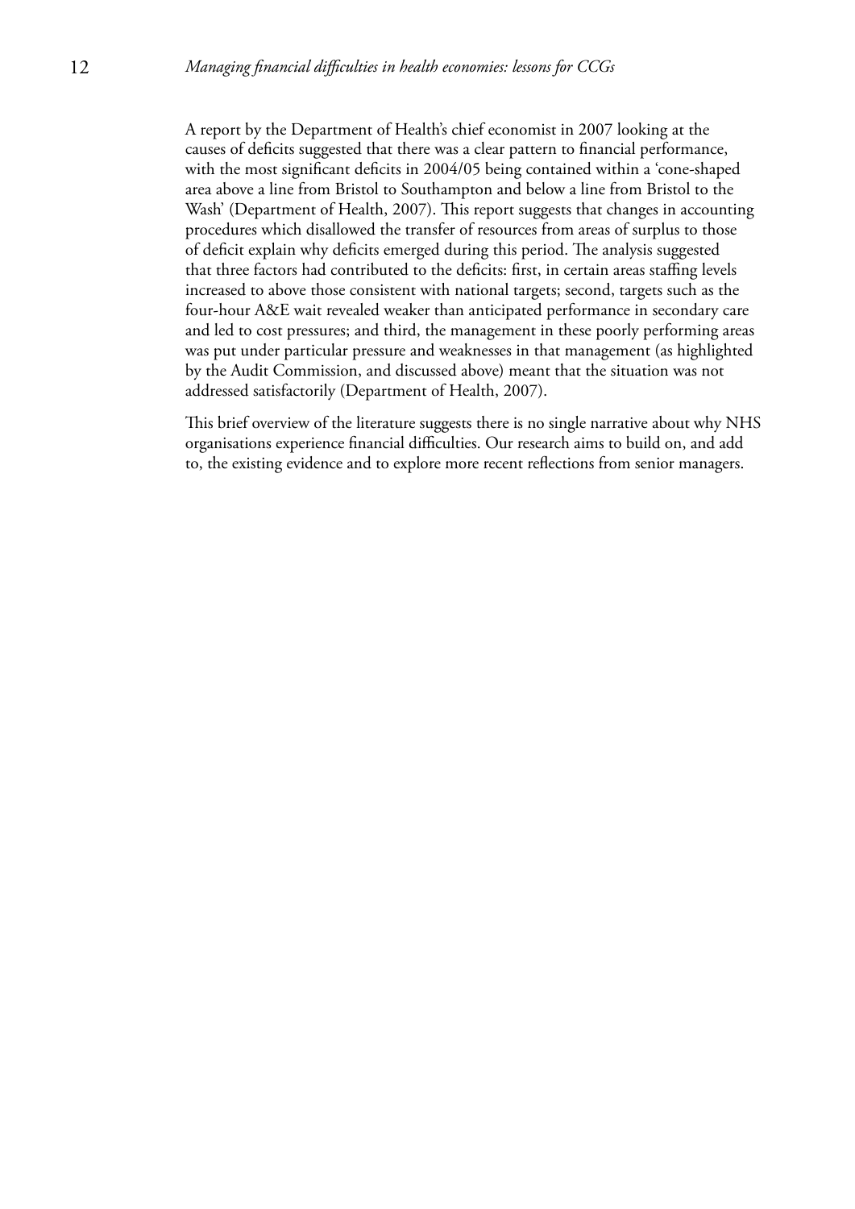A report by the Department of Health's chief economist in 2007 looking at the causes of deficits suggested that there was a clear pattern to financial performance, with the most significant deficits in 2004/05 being contained within a 'cone-shaped area above a line from Bristol to Southampton and below a line from Bristol to the Wash' (Department of Health, 2007). This report suggests that changes in accounting procedures which disallowed the transfer of resources from areas of surplus to those of deficit explain why deficits emerged during this period. The analysis suggested that three factors had contributed to the deficits: first, in certain areas staffing levels increased to above those consistent with national targets; second, targets such as the four-hour A&E wait revealed weaker than anticipated performance in secondary care and led to cost pressures; and third, the management in these poorly performing areas was put under particular pressure and weaknesses in that management (as highlighted by the Audit Commission, and discussed above) meant that the situation was not addressed satisfactorily (Department of Health, 2007).

This brief overview of the literature suggests there is no single narrative about why NHS organisations experience financial difficulties. Our research aims to build on, and add to, the existing evidence and to explore more recent reflections from senior managers.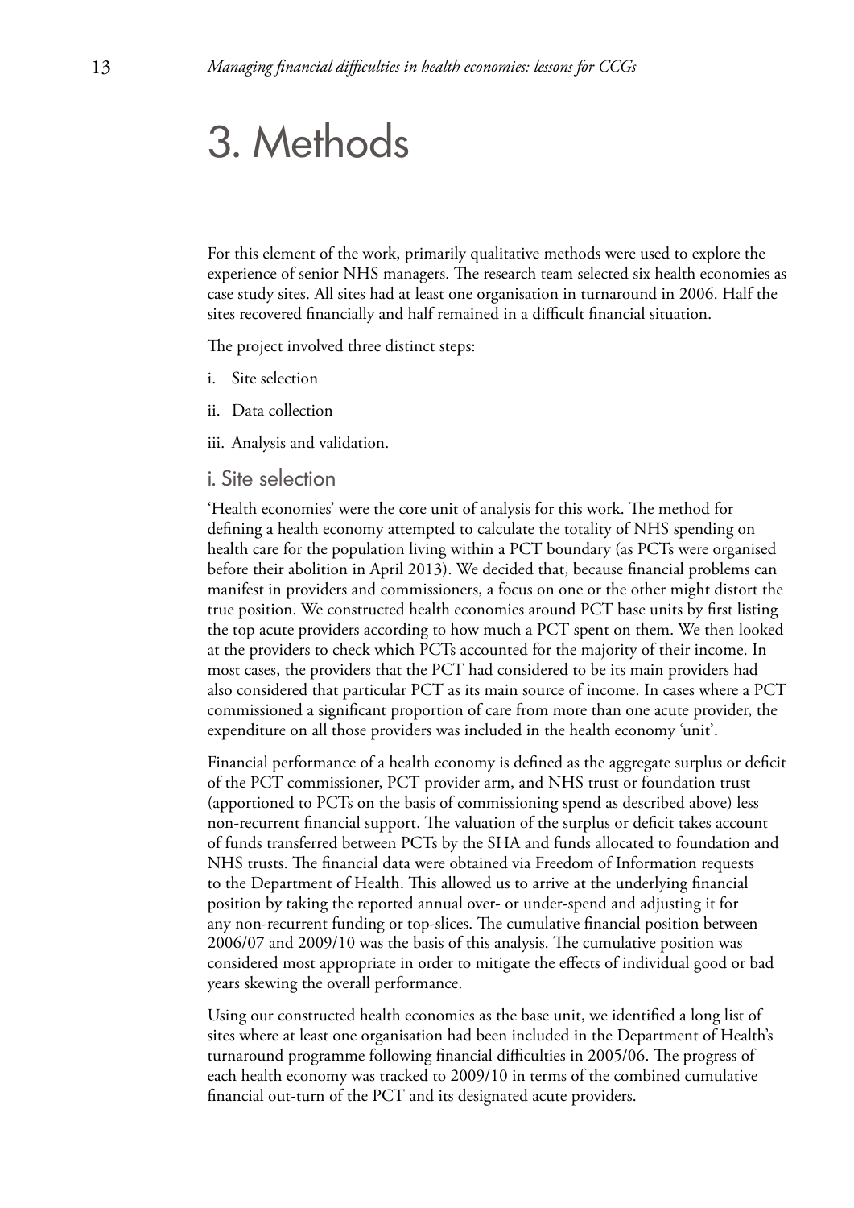# 3. Methods

For this element of the work, primarily qualitative methods were used to explore the experience of senior NHS managers. The research team selected six health economies as case study sites. All sites had at least one organisation in turnaround in 2006. Half the sites recovered financially and half remained in a difficult financial situation.

The project involved three distinct steps:

i. Site selection

ii. Data collection

iii. Analysis and validation.

## i. Site selection

'Health economies' were the core unit of analysis for this work. The method for defining a health economy attempted to calculate the totality of NHS spending on health care for the population living within a PCT boundary (as PCTs were organised before their abolition in April 2013). We decided that, because financial problems can manifest in providers and commissioners, a focus on one or the other might distort the true position. We constructed health economies around PCT base units by first listing the top acute providers according to how much a PCT spent on them. We then looked at the providers to check which PCTs accounted for the majority of their income. In most cases, the providers that the PCT had considered to be its main providers had also considered that particular PCT as its main source of income. In cases where a PCT commissioned a significant proportion of care from more than one acute provider, the expenditure on all those providers was included in the health economy 'unit'.

Financial performance of a health economy is defined as the aggregate surplus or deficit of the PCT commissioner, PCT provider arm, and NHS trust or foundation trust (apportioned to PCTs on the basis of commissioning spend as described above) less non-recurrent financial support. The valuation of the surplus or deficit takes account of funds transferred between PCTs by the SHA and funds allocated to foundation and NHS trusts. The financial data were obtained via Freedom of Information requests to the Department of Health. This allowed us to arrive at the underlying financial position by taking the reported annual over- or under-spend and adjusting it for any non-recurrent funding or top-slices. The cumulative financial position between 2006/07 and 2009/10 was the basis of this analysis. The cumulative position was considered most appropriate in order to mitigate the effects of individual good or bad years skewing the overall performance.

Using our constructed health economies as the base unit, we identified a long list of sites where at least one organisation had been included in the Department of Health's turnaround programme following financial difficulties in 2005/06. The progress of each health economy was tracked to 2009/10 in terms of the combined cumulative financial out-turn of the PCT and its designated acute providers.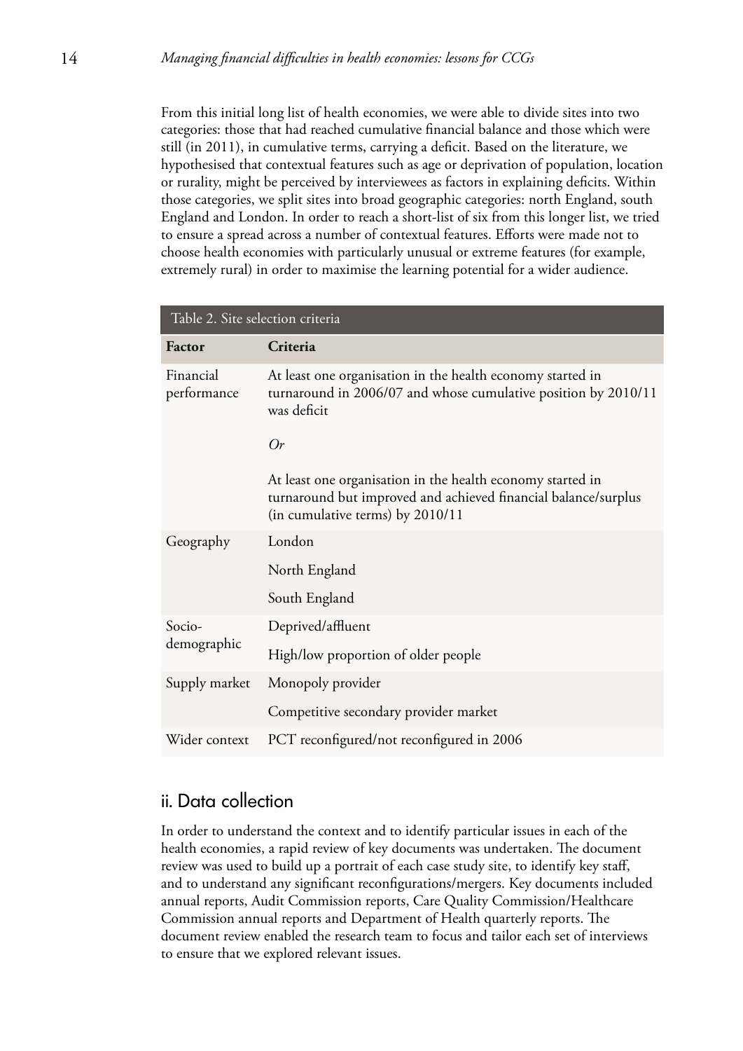From this initial long list of health economies, we were able to divide sites into two categories: those that had reached cumulative financial balance and those which were still (in 2011), in cumulative terms, carrying a deficit. Based on the literature, we hypothesised that contextual features such as age or deprivation of population, location or rurality, might be perceived by interviewees as factors in explaining deficits. Within those categories, we split sites into broad geographic categories: north England, south England and London. In order to reach a short-list of six from this longer list, we tried to ensure a spread across a number of contextual features. Efforts were made not to choose health economies with particularly unusual or extreme features (for example, extremely rural) in order to maximise the learning potential for a wider audience.

Table 2. Site selection criteria

| Factor | Criteria |
|---|---|
| Financial performance | At least one organisation in the health economy started in turnaround in 2006/07 and whose cumulative position by 2010/11 was deficit<br><br>*Or*<br><br>At least one organisation in the health economy started in turnaround but improved and achieved financial balance/surplus (in cumulative terms) by 2010/11 |
| Geography | London |
| | North England |
| | South England |
| Socio-demographic | Deprived/affluent |
| | High/low proportion of older people |
| Supply market | Monopoly provider |
| | Competitive secondary provider market |
| Wider context | PCT reconfigured/not reconfigured in 2006 |

## ii. Data collection

In order to understand the context and to identify particular issues in each of the health economies, a rapid review of key documents was undertaken. The document review was used to build up a portrait of each case study site, to identify key staff, and to understand any significant reconfigurations/mergers. Key documents included annual reports, Audit Commission reports, Care Quality Commission/Healthcare Commission annual reports and Department of Health quarterly reports. The document review enabled the research team to focus and tailor each set of interviews to ensure that we explored relevant issues.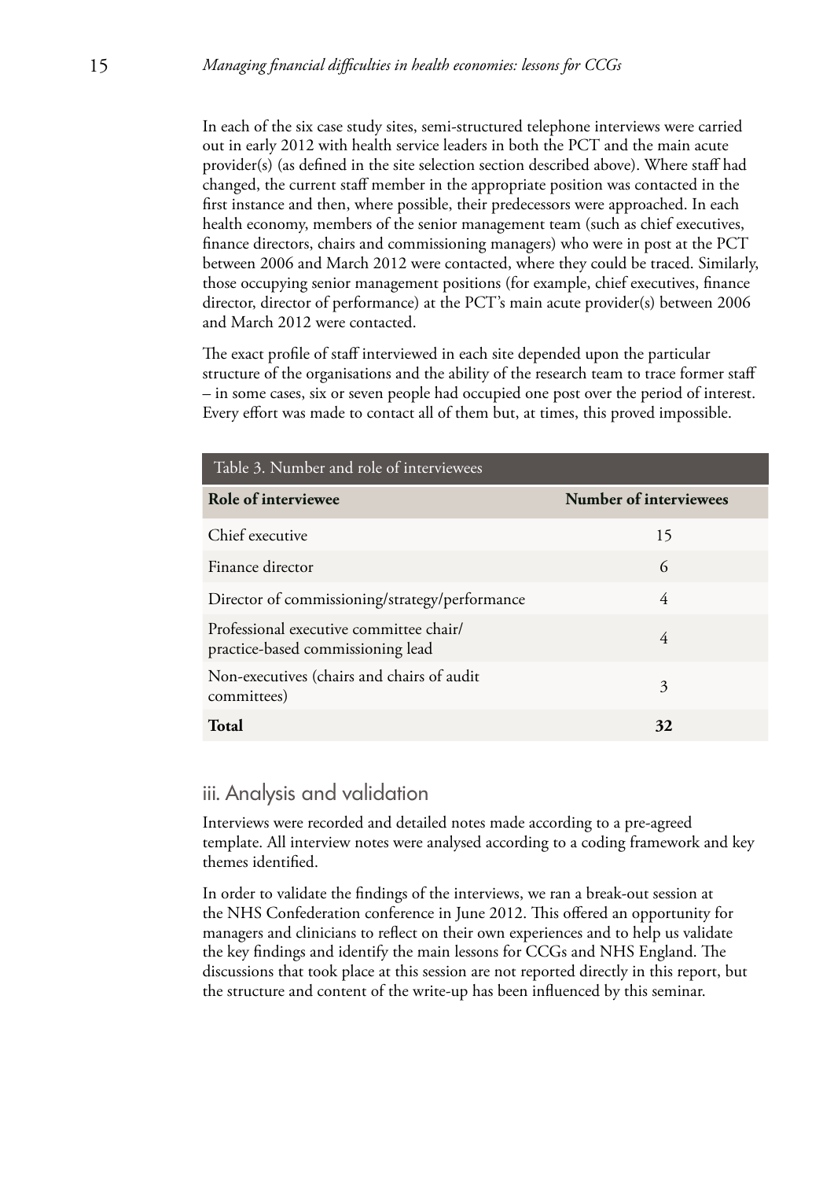In each of the six case study sites, semi-structured telephone interviews were carried out in early 2012 with health service leaders in both the PCT and the main acute provider(s) (as defined in the site selection section described above). Where staff had changed, the current staff member in the appropriate position was contacted in the first instance and then, where possible, their predecessors were approached. In each health economy, members of the senior management team (such as chief executives, finance directors, chairs and commissioning managers) who were in post at the PCT between 2006 and March 2012 were contacted, where they could be traced. Similarly, those occupying senior management positions (for example, chief executives, finance director, director of performance) at the PCT's main acute provider(s) between 2006 and March 2012 were contacted.

The exact profile of staff interviewed in each site depended upon the particular structure of the organisations and the ability of the research team to trace former staff – in some cases, six or seven people had occupied one post over the period of interest. Every effort was made to contact all of them but, at times, this proved impossible.

Table 3. Number and role of interviewees

| Role of interviewee | Number of interviewees |
|---|---|
| Chief executive | 15 |
| Finance director | 6 |
| Director of commissioning/strategy/performance | 4 |
| Professional executive committee chair/ practice-based commissioning lead | 4 |
| Non-executives (chairs and chairs of audit committees) | 3 |
| **Total** | **32** |

### iii. Analysis and validation

Interviews were recorded and detailed notes made according to a pre-agreed template. All interview notes were analysed according to a coding framework and key themes identified.

In order to validate the findings of the interviews, we ran a break-out session at the NHS Confederation conference in June 2012. This offered an opportunity for managers and clinicians to reflect on their own experiences and to help us validate the key findings and identify the main lessons for CCGs and NHS England. The discussions that took place at this session are not reported directly in this report, but the structure and content of the write-up has been influenced by this seminar.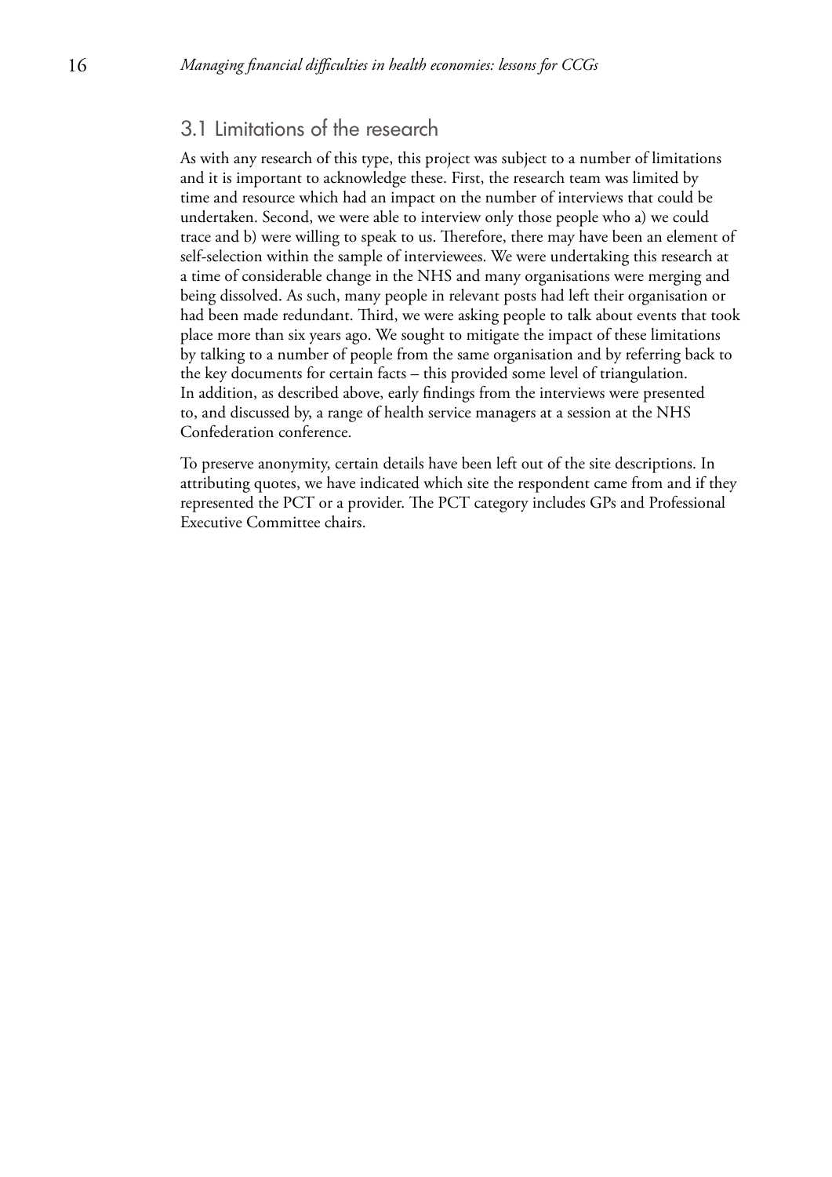## 3.1 Limitations of the research

As with any research of this type, this project was subject to a number of limitations and it is important to acknowledge these. First, the research team was limited by time and resource which had an impact on the number of interviews that could be undertaken. Second, we were able to interview only those people who a) we could trace and b) were willing to speak to us. Therefore, there may have been an element of self-selection within the sample of interviewees. We were undertaking this research at a time of considerable change in the NHS and many organisations were merging and being dissolved. As such, many people in relevant posts had left their organisation or had been made redundant. Third, we were asking people to talk about events that took place more than six years ago. We sought to mitigate the impact of these limitations by talking to a number of people from the same organisation and by referring back to the key documents for certain facts – this provided some level of triangulation. In addition, as described above, early findings from the interviews were presented to, and discussed by, a range of health service managers at a session at the NHS Confederation conference.

To preserve anonymity, certain details have been left out of the site descriptions. In attributing quotes, we have indicated which site the respondent came from and if they represented the PCT or a provider. The PCT category includes GPs and Professional Executive Committee chairs.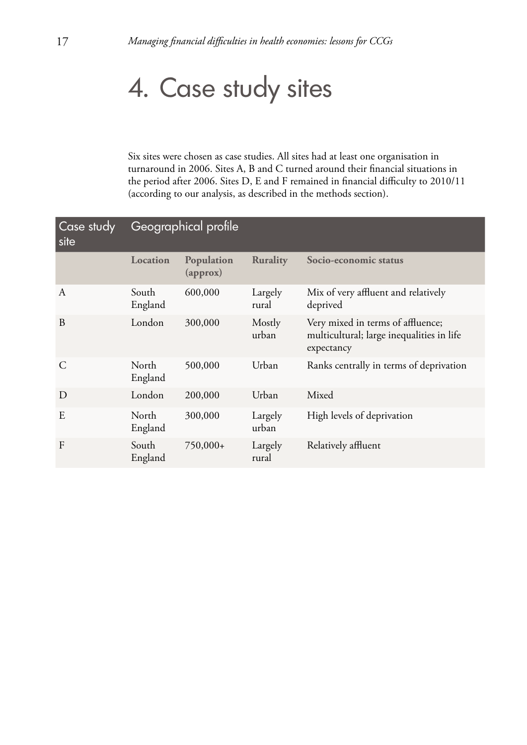# 4. Case study sites

Six sites were chosen as case studies. All sites had at least one organisation in turnaround in 2006. Sites A, B and C turned around their financial situations in the period after 2006. Sites D, E and F remained in financial difficulty to 2010/11 (according to our analysis, as described in the methods section).

| Case study site | Geographical profile | | | |
|---|---|---|---|---|
| | **Location** | **Population (approx)** | **Rurality** | **Socio-economic status** |
| A | South England | 600,000 | Largely rural | Mix of very affluent and relatively deprived |
| B | London | 300,000 | Mostly urban | Very mixed in terms of affluence; multicultural; large inequalities in life expectancy |
| C | North England | 500,000 | Urban | Ranks centrally in terms of deprivation |
| D | London | 200,000 | Urban | Mixed |
| E | North England | 300,000 | Largely urban | High levels of deprivation |
| F | South England | 750,000+ | Largely rural | Relatively affluent |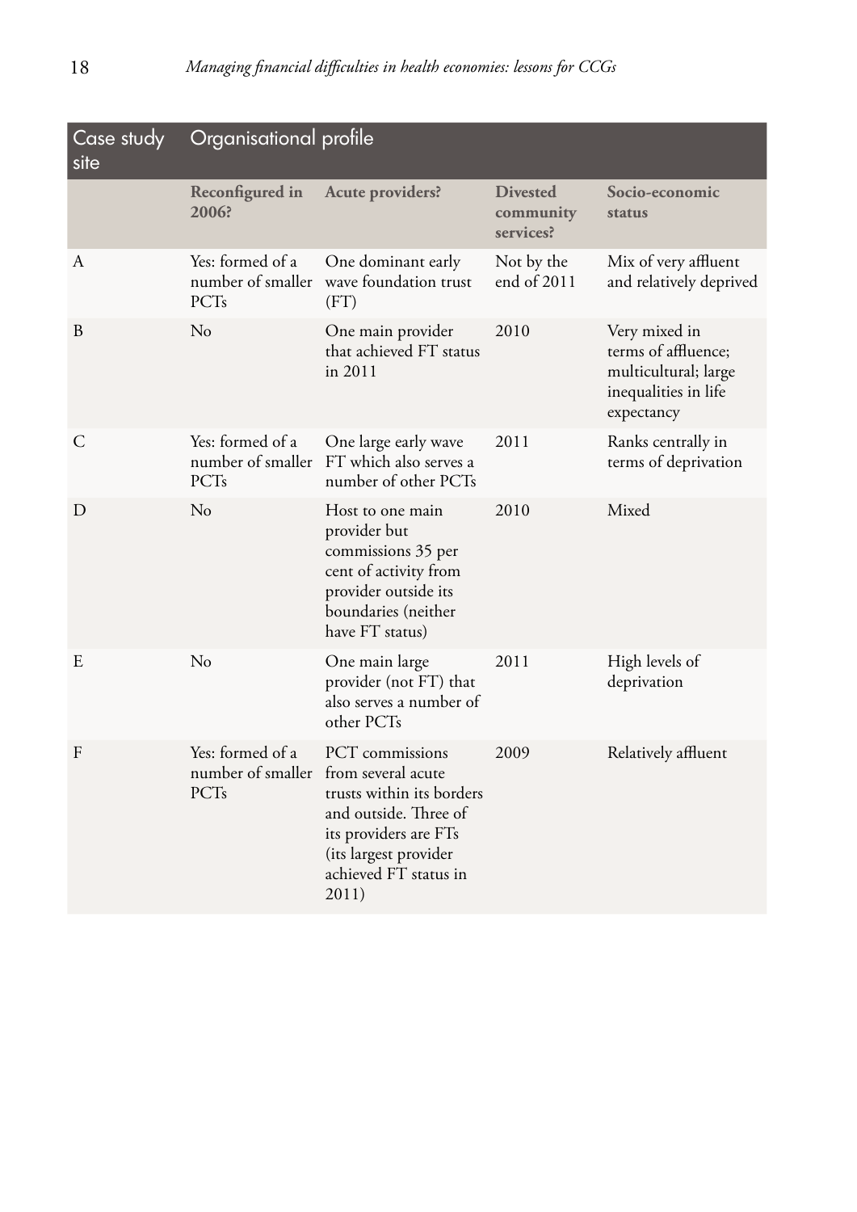| Case study site | Organisational profile | | | |
|---|---|---|---|---|
| | **Reconfigured in 2006?** | **Acute providers?** | **Divested community services?** | **Socio-economic status** |
| A | Yes: formed of a number of smaller PCTs | One dominant early wave foundation trust (FT) | Not by the end of 2011 | Mix of very affluent and relatively deprived |
| B | No | One main provider that achieved FT status in 2011 | 2010 | Very mixed in terms of affluence; multicultural; large inequalities in life expectancy |
| C | Yes: formed of a number of smaller PCTs | One large early wave FT which also serves a number of other PCTs | 2011 | Ranks centrally in terms of deprivation |
| D | No | Host to one main provider but commissions 35 per cent of activity from provider outside its boundaries (neither have FT status) | 2010 | Mixed |
| E | No | One main large provider (not FT) that also serves a number of other PCTs | 2011 | High levels of deprivation |
| F | Yes: formed of a number of smaller PCTs | PCT commissions from several acute trusts within its borders and outside. Three of its providers are FTs (its largest provider achieved FT status in 2011) | 2009 | Relatively affluent |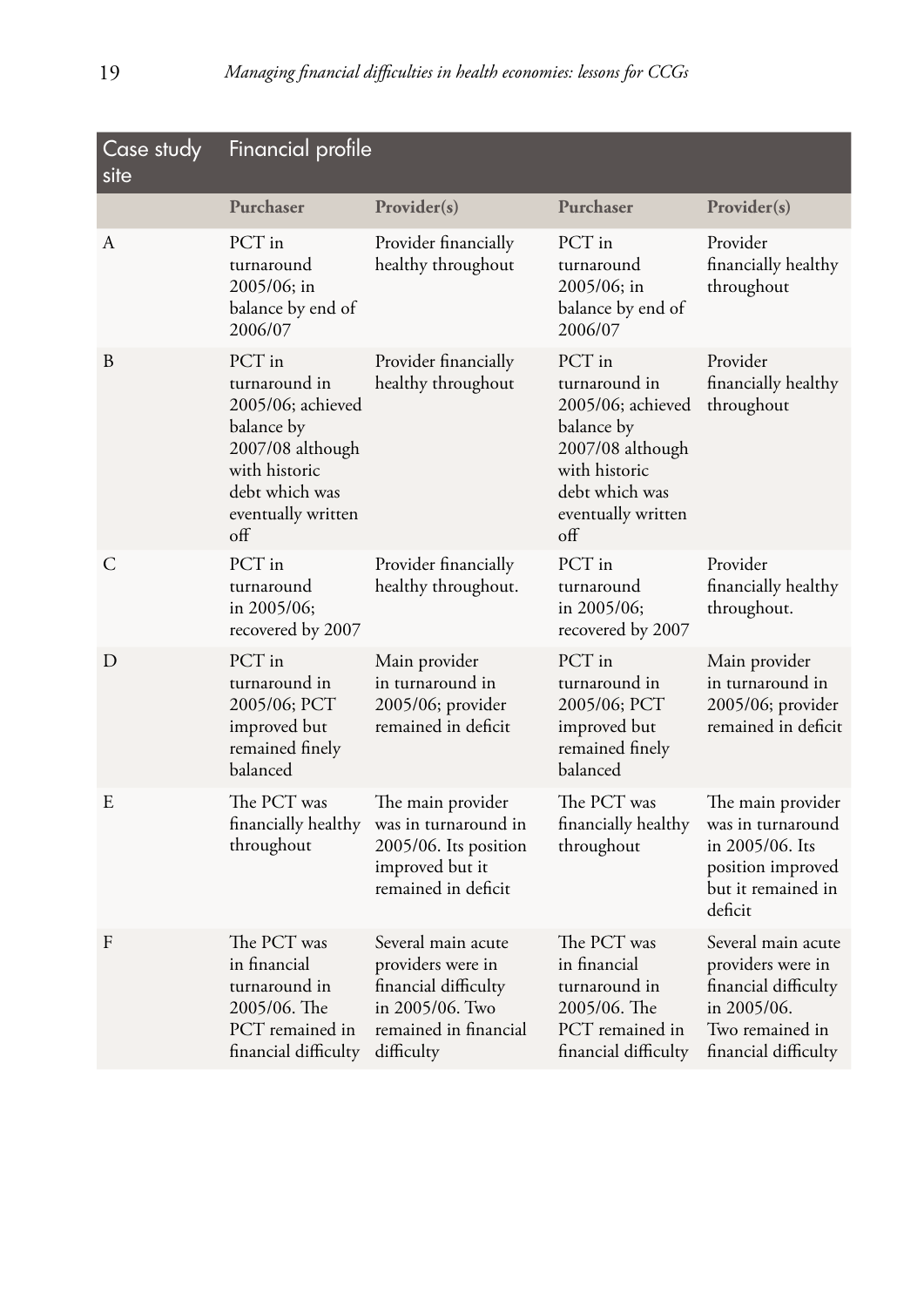| Case study site | Financial profile | | | |
|---|---|---|---|---|
| | **Purchaser** | **Provider(s)** | **Purchaser** | **Provider(s)** |
| A | PCT in turnaround 2005/06; in balance by end of 2006/07 | Provider financially healthy throughout | PCT in turnaround 2005/06; in balance by end of 2006/07 | Provider financially healthy throughout |
| B | PCT in turnaround in 2005/06; achieved balance by 2007/08 although with historic debt which was eventually written off | Provider financially healthy throughout | PCT in turnaround in 2005/06; achieved balance by 2007/08 although with historic debt which was eventually written off | Provider financially healthy throughout |
| C | PCT in turnaround in 2005/06; recovered by 2007 | Provider financially healthy throughout. | PCT in turnaround in 2005/06; recovered by 2007 | Provider financially healthy throughout. |
| D | PCT in turnaround in 2005/06; PCT improved but remained finely balanced | Main provider in turnaround in 2005/06; provider remained in deficit | PCT in turnaround in 2005/06; PCT improved but remained finely balanced | Main provider in turnaround in 2005/06; provider remained in deficit |
| E | The PCT was financially healthy throughout | The main provider was in turnaround in 2005/06. Its position improved but it remained in deficit | The PCT was financially healthy throughout | The main provider was in turnaround in 2005/06. Its position improved but it remained in deficit |
| F | The PCT was in financial turnaround in 2005/06. The PCT remained in financial difficulty | Several main acute providers were in financial difficulty in 2005/06. Two remained in financial difficulty | The PCT was in financial turnaround in 2005/06. The PCT remained in financial difficulty | Several main acute providers were in financial difficulty in 2005/06. Two remained in financial difficulty |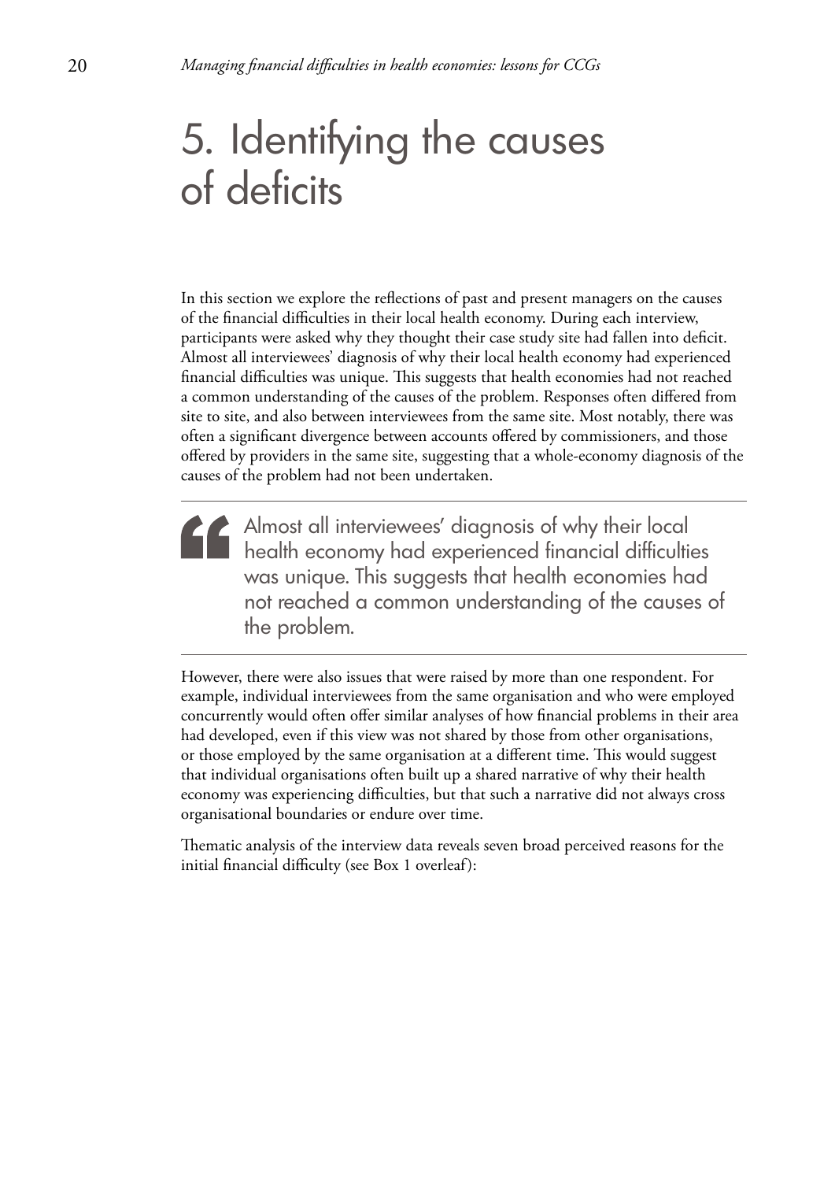# 5. Identifying the causes of deficits

In this section we explore the reflections of past and present managers on the causes of the financial difficulties in their local health economy. During each interview, participants were asked why they thought their case study site had fallen into deficit. Almost all interviewees' diagnosis of why their local health economy had experienced financial difficulties was unique. This suggests that health economies had not reached a common understanding of the causes of the problem. Responses often differed from site to site, and also between interviewees from the same site. Most notably, there was often a significant divergence between accounts offered by commissioners, and those offered by providers in the same site, suggesting that a whole-economy diagnosis of the causes of the problem had not been undertaken.

> Almost all interviewees' diagnosis of why their local health economy had experienced financial difficulties was unique. This suggests that health economies had not reached a common understanding of the causes of the problem.

However, there were also issues that were raised by more than one respondent. For example, individual interviewees from the same organisation and who were employed concurrently would often offer similar analyses of how financial problems in their area had developed, even if this view was not shared by those from other organisations, or those employed by the same organisation at a different time. This would suggest that individual organisations often built up a shared narrative of why their health economy was experiencing difficulties, but that such a narrative did not always cross organisational boundaries or endure over time.

Thematic analysis of the interview data reveals seven broad perceived reasons for the initial financial difficulty (see Box 1 overleaf):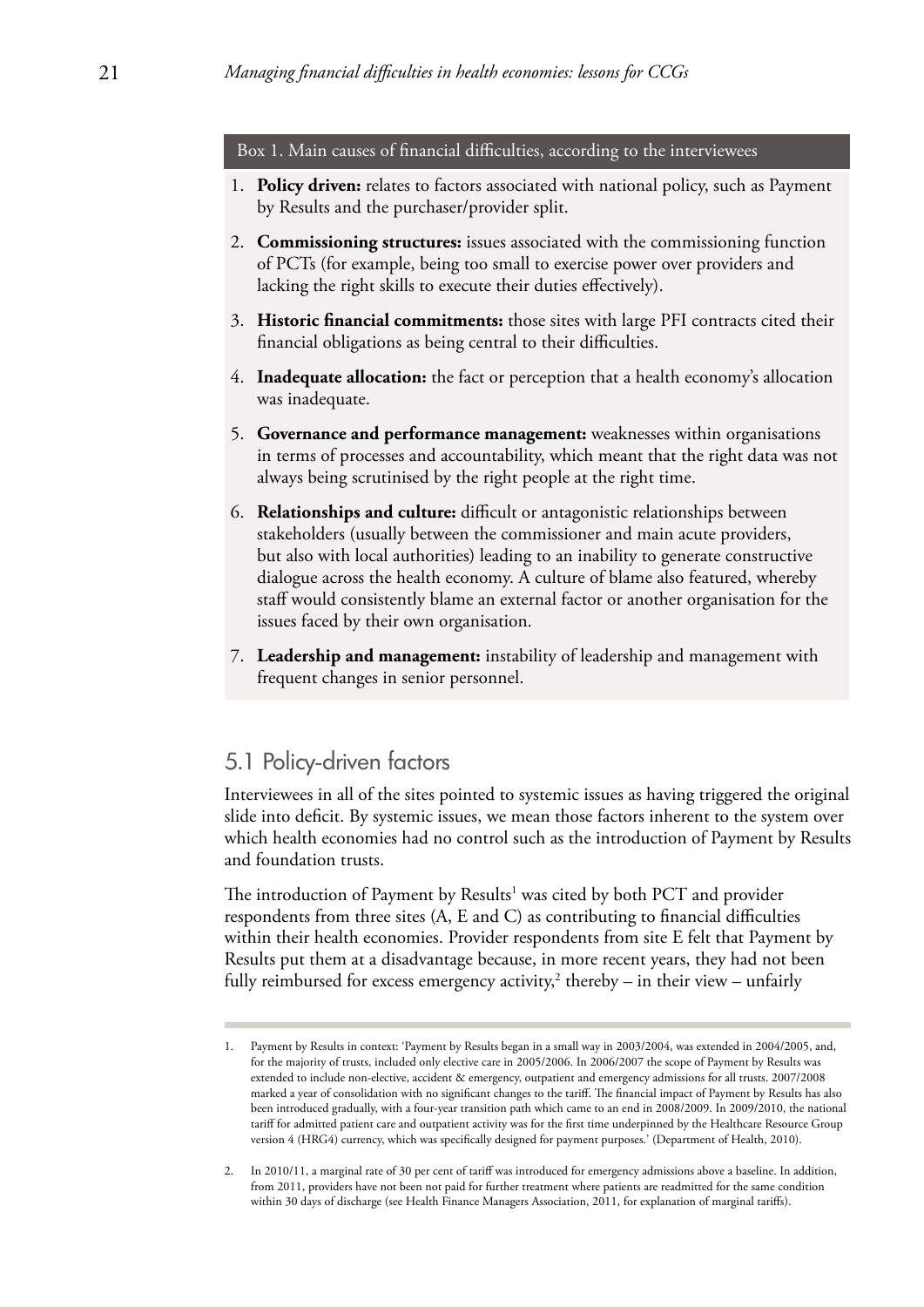Box 1. Main causes of financial difficulties, according to the interviewees

1. **Policy driven:** relates to factors associated with national policy, such as Payment by Results and the purchaser/provider split.
2. **Commissioning structures:** issues associated with the commissioning function of PCTs (for example, being too small to exercise power over providers and lacking the right skills to execute their duties effectively).
3. **Historic financial commitments:** those sites with large PFI contracts cited their financial obligations as being central to their difficulties.
4. **Inadequate allocation:** the fact or perception that a health economy's allocation was inadequate.
5. **Governance and performance management:** weaknesses within organisations in terms of processes and accountability, which meant that the right data was not always being scrutinised by the right people at the right time.
6. **Relationships and culture:** difficult or antagonistic relationships between stakeholders (usually between the commissioner and main acute providers, but also with local authorities) leading to an inability to generate constructive dialogue across the health economy. A culture of blame also featured, whereby staff would consistently blame an external factor or another organisation for the issues faced by their own organisation.
7. **Leadership and management:** instability of leadership and management with frequent changes in senior personnel.

## 5.1 Policy-driven factors

Interviewees in all of the sites pointed to systemic issues as having triggered the original slide into deficit. By systemic issues, we mean those factors inherent to the system over which health economies had no control such as the introduction of Payment by Results and foundation trusts.

The introduction of Payment by Results[1] was cited by both PCT and provider respondents from three sites (A, E and C) as contributing to financial difficulties within their health economies. Provider respondents from site E felt that Payment by Results put them at a disadvantage because, in more recent years, they had not been fully reimbursed for excess emergency activity,[2] thereby – in their view – unfairly

1. Payment by Results in context: 'Payment by Results began in a small way in 2003/2004, was extended in 2004/2005, and, for the majority of trusts, included only elective care in 2005/2006. In 2006/2007 the scope of Payment by Results was extended to include non-elective, accident & emergency, outpatient and emergency admissions for all trusts. 2007/2008 marked a year of consolidation with no significant changes to the tariff. The financial impact of Payment by Results has also been introduced gradually, with a four-year transition path which came to an end in 2008/2009. In 2009/2010, the national tariff for admitted patient care and outpatient activity was for the first time underpinned by the Healthcare Resource Group version 4 (HRG4) currency, which was specifically designed for payment purposes.' (Department of Health, 2010).

2. In 2010/11, a marginal rate of 30 per cent of tariff was introduced for emergency admissions above a baseline. In addition, from 2011, providers have not been not paid for further treatment where patients are readmitted for the same condition within 30 days of discharge (see Health Finance Managers Association, 2011, for explanation of marginal tariffs).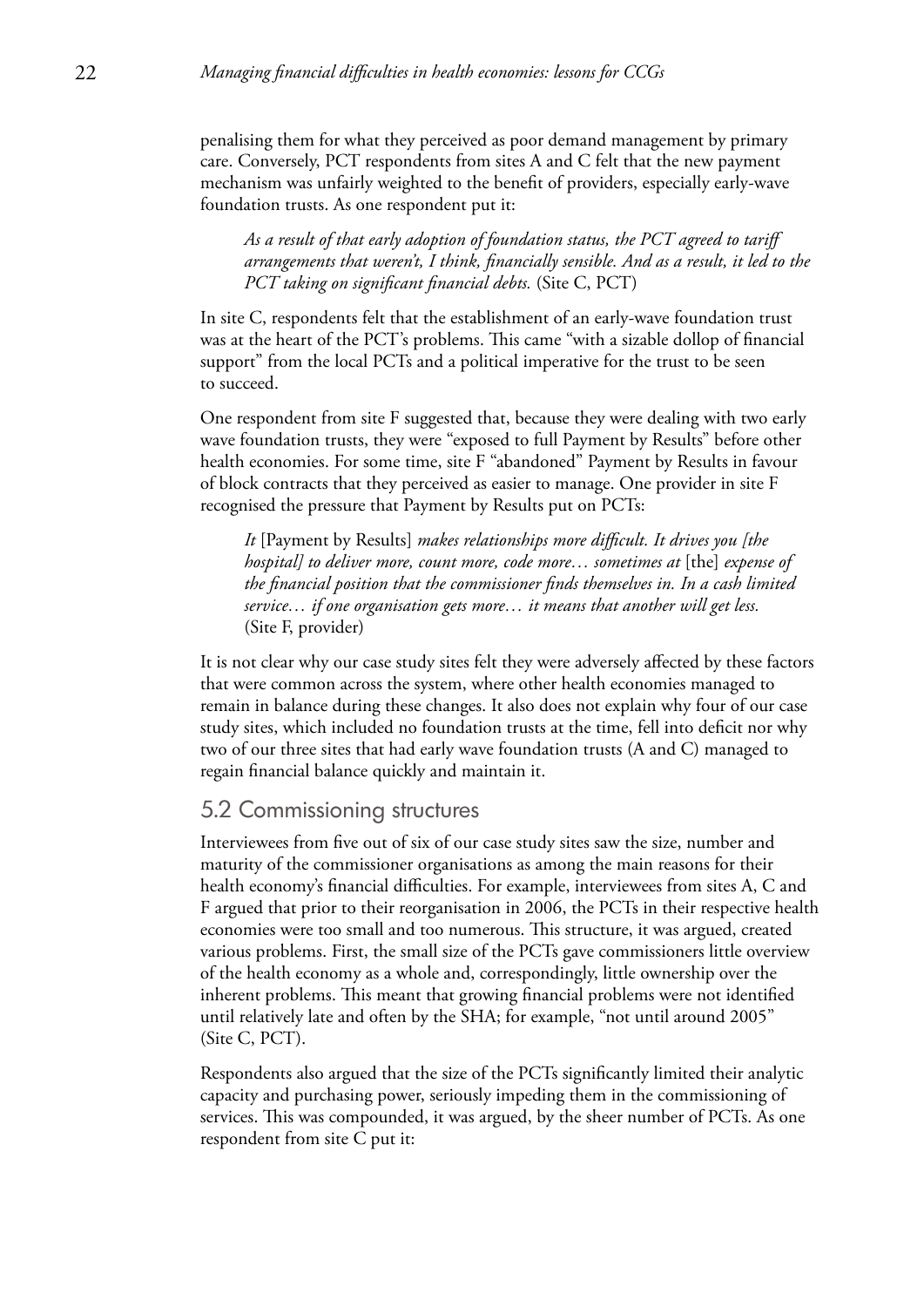penalising them for what they perceived as poor demand management by primary care. Conversely, PCT respondents from sites A and C felt that the new payment mechanism was unfairly weighted to the benefit of providers, especially early-wave foundation trusts. As one respondent put it:

> *As a result of that early adoption of foundation status, the PCT agreed to tariff arrangements that weren't, I think, financially sensible. And as a result, it led to the PCT taking on significant financial debts.* (Site C, PCT)

In site C, respondents felt that the establishment of an early-wave foundation trust was at the heart of the PCT's problems. This came "with a sizable dollop of financial support" from the local PCTs and a political imperative for the trust to be seen to succeed.

One respondent from site F suggested that, because they were dealing with two early wave foundation trusts, they were "exposed to full Payment by Results" before other health economies. For some time, site F "abandoned" Payment by Results in favour of block contracts that they perceived as easier to manage. One provider in site F recognised the pressure that Payment by Results put on PCTs:

> *It* [Payment by Results] *makes relationships more difficult. It drives you [the hospital] to deliver more, count more, code more… sometimes at* [the] *expense of the financial position that the commissioner finds themselves in. In a cash limited service… if one organisation gets more… it means that another will get less.* (Site F, provider)

It is not clear why our case study sites felt they were adversely affected by these factors that were common across the system, where other health economies managed to remain in balance during these changes. It also does not explain why four of our case study sites, which included no foundation trusts at the time, fell into deficit nor why two of our three sites that had early wave foundation trusts (A and C) managed to regain financial balance quickly and maintain it.

## 5.2 Commissioning structures

Interviewees from five out of six of our case study sites saw the size, number and maturity of the commissioner organisations as among the main reasons for their health economy's financial difficulties. For example, interviewees from sites A, C and F argued that prior to their reorganisation in 2006, the PCTs in their respective health economies were too small and too numerous. This structure, it was argued, created various problems. First, the small size of the PCTs gave commissioners little overview of the health economy as a whole and, correspondingly, little ownership over the inherent problems. This meant that growing financial problems were not identified until relatively late and often by the SHA; for example, "not until around 2005" (Site C, PCT).

Respondents also argued that the size of the PCTs significantly limited their analytic capacity and purchasing power, seriously impeding them in the commissioning of services. This was compounded, it was argued, by the sheer number of PCTs. As one respondent from site C put it: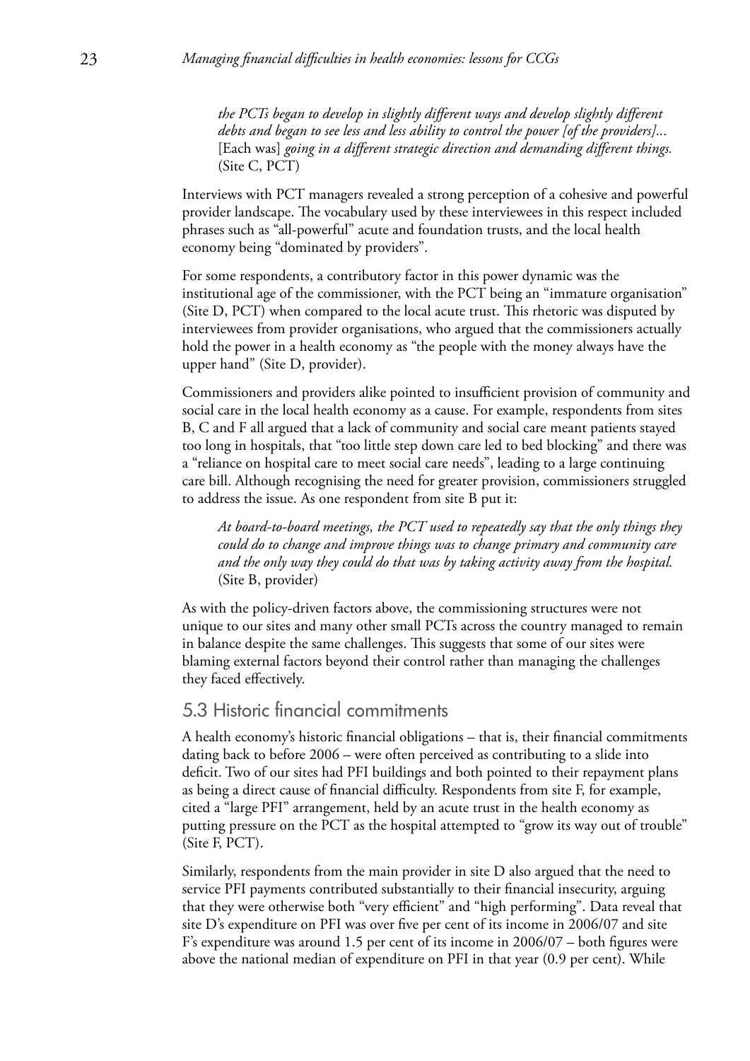> *the PCTs began to develop in slightly different ways and develop slightly different debts and began to see less and less ability to control the power [of the providers]...* [Each was] *going in a different strategic direction and demanding different things.* (Site C, PCT)

Interviews with PCT managers revealed a strong perception of a cohesive and powerful provider landscape. The vocabulary used by these interviewees in this respect included phrases such as "all-powerful" acute and foundation trusts, and the local health economy being "dominated by providers".

For some respondents, a contributory factor in this power dynamic was the institutional age of the commissioner, with the PCT being an "immature organisation" (Site D, PCT) when compared to the local acute trust. This rhetoric was disputed by interviewees from provider organisations, who argued that the commissioners actually hold the power in a health economy as "the people with the money always have the upper hand" (Site D, provider).

Commissioners and providers alike pointed to insufficient provision of community and social care in the local health economy as a cause. For example, respondents from sites B, C and F all argued that a lack of community and social care meant patients stayed too long in hospitals, that "too little step down care led to bed blocking" and there was a "reliance on hospital care to meet social care needs", leading to a large continuing care bill. Although recognising the need for greater provision, commissioners struggled to address the issue. As one respondent from site B put it:

> *At board-to-board meetings, the PCT used to repeatedly say that the only things they could do to change and improve things was to change primary and community care and the only way they could do that was by taking activity away from the hospital.* (Site B, provider)

As with the policy-driven factors above, the commissioning structures were not unique to our sites and many other small PCTs across the country managed to remain in balance despite the same challenges. This suggests that some of our sites were blaming external factors beyond their control rather than managing the challenges they faced effectively.

## 5.3 Historic financial commitments

A health economy's historic financial obligations – that is, their financial commitments dating back to before 2006 – were often perceived as contributing to a slide into deficit. Two of our sites had PFI buildings and both pointed to their repayment plans as being a direct cause of financial difficulty. Respondents from site F, for example, cited a "large PFI" arrangement, held by an acute trust in the health economy as putting pressure on the PCT as the hospital attempted to "grow its way out of trouble" (Site F, PCT).

Similarly, respondents from the main provider in site D also argued that the need to service PFI payments contributed substantially to their financial insecurity, arguing that they were otherwise both "very efficient" and "high performing". Data reveal that site D's expenditure on PFI was over five per cent of its income in 2006/07 and site F's expenditure was around 1.5 per cent of its income in 2006/07 – both figures were above the national median of expenditure on PFI in that year (0.9 per cent). While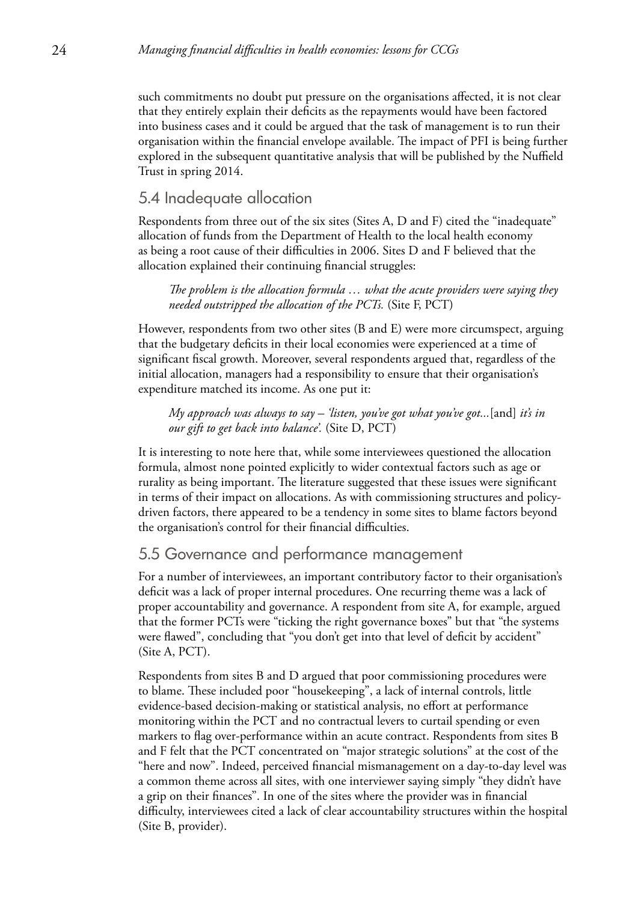such commitments no doubt put pressure on the organisations affected, it is not clear that they entirely explain their deficits as the repayments would have been factored into business cases and it could be argued that the task of management is to run their organisation within the financial envelope available. The impact of PFI is being further explored in the subsequent quantitative analysis that will be published by the Nuffield Trust in spring 2014.

## 5.4 Inadequate allocation

Respondents from three out of the six sites (Sites A, D and F) cited the "inadequate" allocation of funds from the Department of Health to the local health economy as being a root cause of their difficulties in 2006. Sites D and F believed that the allocation explained their continuing financial struggles:

> *The problem is the allocation formula … what the acute providers were saying they needed outstripped the allocation of the PCTs.* (Site F, PCT)

However, respondents from two other sites (B and E) were more circumspect, arguing that the budgetary deficits in their local economies were experienced at a time of significant fiscal growth. Moreover, several respondents argued that, regardless of the initial allocation, managers had a responsibility to ensure that their organisation's expenditure matched its income. As one put it:

> *My approach was always to say – 'listen, you've got what you've got...*[and] *it's in our gift to get back into balance'.* (Site D, PCT)

It is interesting to note here that, while some interviewees questioned the allocation formula, almost none pointed explicitly to wider contextual factors such as age or rurality as being important. The literature suggested that these issues were significant in terms of their impact on allocations. As with commissioning structures and policy-driven factors, there appeared to be a tendency in some sites to blame factors beyond the organisation's control for their financial difficulties.

## 5.5 Governance and performance management

For a number of interviewees, an important contributory factor to their organisation's deficit was a lack of proper internal procedures. One recurring theme was a lack of proper accountability and governance. A respondent from site A, for example, argued that the former PCTs were "ticking the right governance boxes" but that "the systems were flawed", concluding that "you don't get into that level of deficit by accident" (Site A, PCT).

Respondents from sites B and D argued that poor commissioning procedures were to blame. These included poor "housekeeping", a lack of internal controls, little evidence-based decision-making or statistical analysis, no effort at performance monitoring within the PCT and no contractual levers to curtail spending or even markers to flag over-performance within an acute contract. Respondents from sites B and F felt that the PCT concentrated on "major strategic solutions" at the cost of the "here and now". Indeed, perceived financial mismanagement on a day-to-day level was a common theme across all sites, with one interviewer saying simply "they didn't have a grip on their finances". In one of the sites where the provider was in financial difficulty, interviewees cited a lack of clear accountability structures within the hospital (Site B, provider).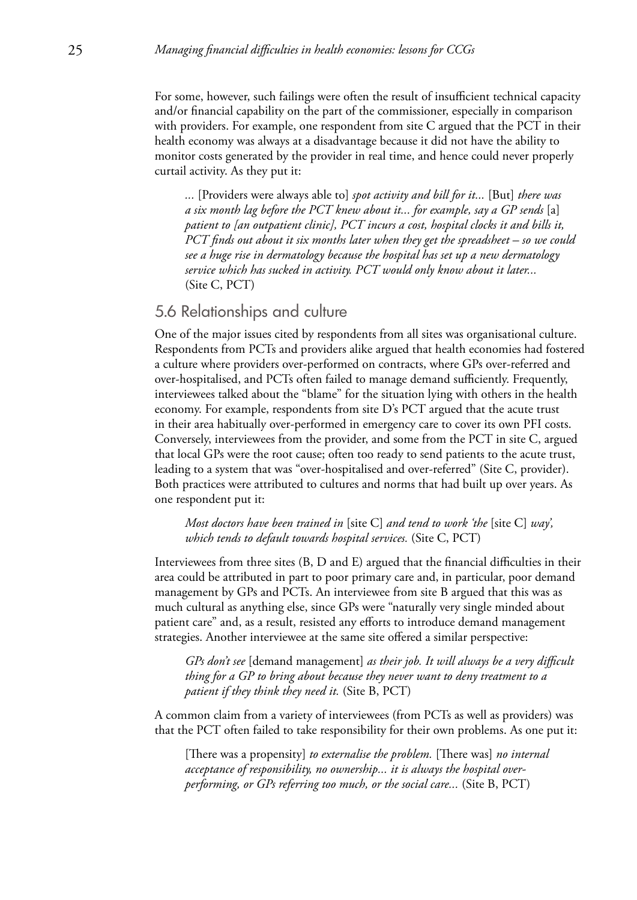For some, however, such failings were often the result of insufficient technical capacity and/or financial capability on the part of the commissioner, especially in comparison with providers. For example, one respondent from site C argued that the PCT in their health economy was always at a disadvantage because it did not have the ability to monitor costs generated by the provider in real time, and hence could never properly curtail activity. As they put it:

> ... [Providers were always able to] *spot activity and bill for it...* [But] *there was a six month lag before the PCT knew about it... for example, say a GP sends* [a] *patient to [an outpatient clinic], PCT incurs a cost, hospital clocks it and bills it, PCT finds out about it six months later when they get the spreadsheet – so we could see a huge rise in dermatology because the hospital has set up a new dermatology service which has sucked in activity. PCT would only know about it later...* (Site C, PCT)

## 5.6 Relationships and culture

One of the major issues cited by respondents from all sites was organisational culture. Respondents from PCTs and providers alike argued that health economies had fostered a culture where providers over-performed on contracts, where GPs over-referred and over-hospitalised, and PCTs often failed to manage demand sufficiently. Frequently, interviewees talked about the "blame" for the situation lying with others in the health economy. For example, respondents from site D's PCT argued that the acute trust in their area habitually over-performed in emergency care to cover its own PFI costs. Conversely, interviewees from the provider, and some from the PCT in site C, argued that local GPs were the root cause; often too ready to send patients to the acute trust, leading to a system that was "over-hospitalised and over-referred" (Site C, provider). Both practices were attributed to cultures and norms that had built up over years. As one respondent put it:

> *Most doctors have been trained in* [site C] *and tend to work 'the* [site C] *way', which tends to default towards hospital services.* (Site C, PCT)

Interviewees from three sites (B, D and E) argued that the financial difficulties in their area could be attributed in part to poor primary care and, in particular, poor demand management by GPs and PCTs. An interviewee from site B argued that this was as much cultural as anything else, since GPs were "naturally very single minded about patient care" and, as a result, resisted any efforts to introduce demand management strategies. Another interviewee at the same site offered a similar perspective:

> *GPs don't see* [demand management] *as their job. It will always be a very difficult thing for a GP to bring about because they never want to deny treatment to a patient if they think they need it.* (Site B, PCT)

A common claim from a variety of interviewees (from PCTs as well as providers) was that the PCT often failed to take responsibility for their own problems. As one put it:

> [There was a propensity] *to externalise the problem.* [There was] *no internal acceptance of responsibility, no ownership... it is always the hospital over-performing, or GPs referring too much, or the social care...* (Site B, PCT)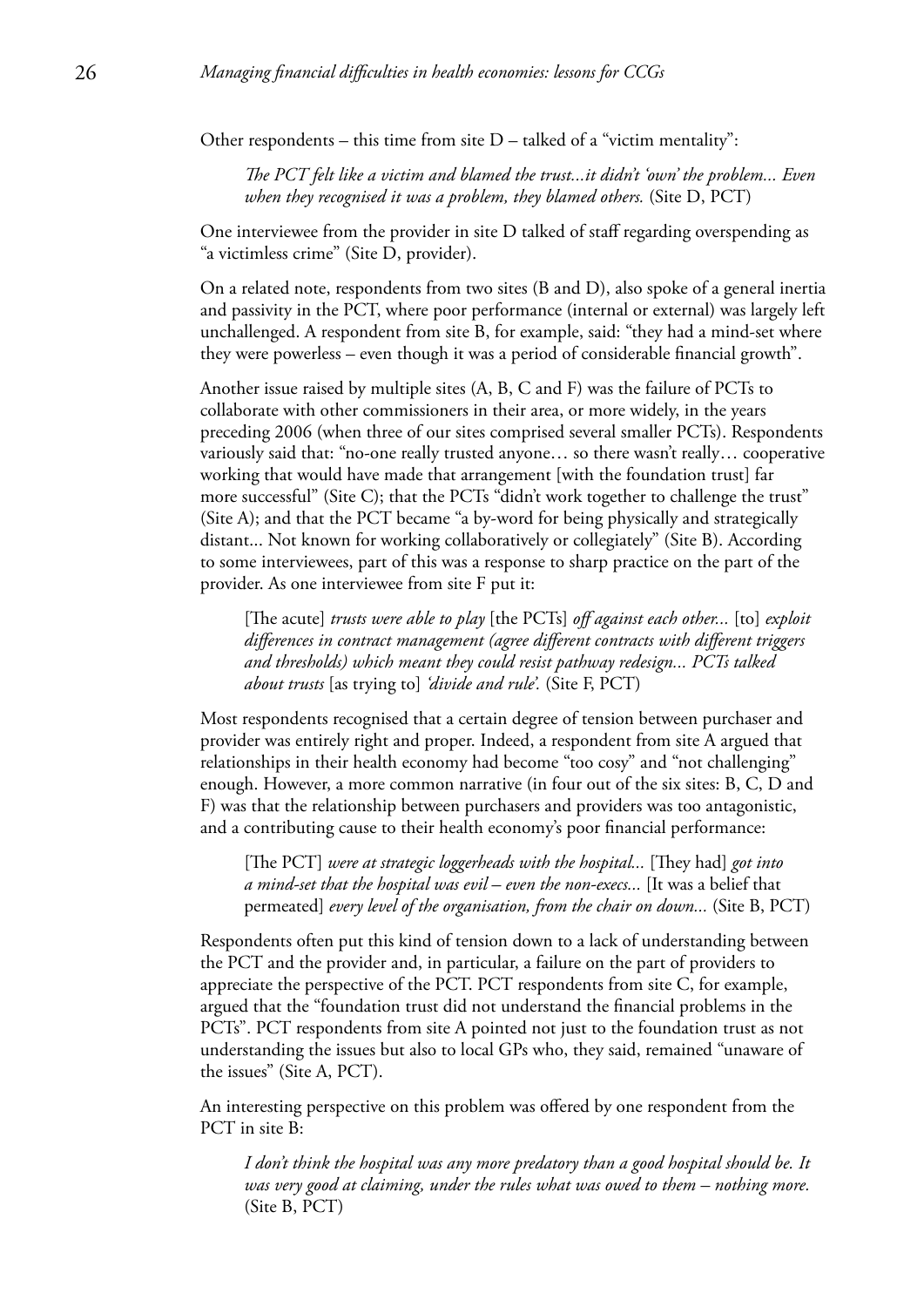Other respondents – this time from site D – talked of a "victim mentality":

> *The PCT felt like a victim and blamed the trust...it didn't 'own' the problem... Even when they recognised it was a problem, they blamed others.* (Site D, PCT)

One interviewee from the provider in site D talked of staff regarding overspending as "a victimless crime" (Site D, provider).

On a related note, respondents from two sites (B and D), also spoke of a general inertia and passivity in the PCT, where poor performance (internal or external) was largely left unchallenged. A respondent from site B, for example, said: "they had a mind-set where they were powerless – even though it was a period of considerable financial growth".

Another issue raised by multiple sites (A, B, C and F) was the failure of PCTs to collaborate with other commissioners in their area, or more widely, in the years preceding 2006 (when three of our sites comprised several smaller PCTs). Respondents variously said that: "no-one really trusted anyone… so there wasn't really… cooperative working that would have made that arrangement [with the foundation trust] far more successful" (Site C); that the PCTs "didn't work together to challenge the trust" (Site A); and that the PCT became "a by-word for being physically and strategically distant... Not known for working collaboratively or collegiately" (Site B). According to some interviewees, part of this was a response to sharp practice on the part of the provider. As one interviewee from site F put it:

> [The acute] *trusts were able to play* [the PCTs] *off against each other...* [to] *exploit differences in contract management (agree different contracts with different triggers and thresholds) which meant they could resist pathway redesign... PCTs talked about trusts* [as trying to] *'divide and rule'.* (Site F, PCT)

Most respondents recognised that a certain degree of tension between purchaser and provider was entirely right and proper. Indeed, a respondent from site A argued that relationships in their health economy had become "too cosy" and "not challenging" enough. However, a more common narrative (in four out of the six sites: B, C, D and F) was that the relationship between purchasers and providers was too antagonistic, and a contributing cause to their health economy's poor financial performance:

> [The PCT] *were at strategic loggerheads with the hospital...* [They had] *got into a mind-set that the hospital was evil – even the non-execs...* [It was a belief that permeated] *every level of the organisation, from the chair on down...* (Site B, PCT)

Respondents often put this kind of tension down to a lack of understanding between the PCT and the provider and, in particular, a failure on the part of providers to appreciate the perspective of the PCT. PCT respondents from site C, for example, argued that the "foundation trust did not understand the financial problems in the PCTs". PCT respondents from site A pointed not just to the foundation trust as not understanding the issues but also to local GPs who, they said, remained "unaware of the issues" (Site A, PCT).

An interesting perspective on this problem was offered by one respondent from the PCT in site B:

> *I don't think the hospital was any more predatory than a good hospital should be. It was very good at claiming, under the rules what was owed to them – nothing more.* (Site B, PCT)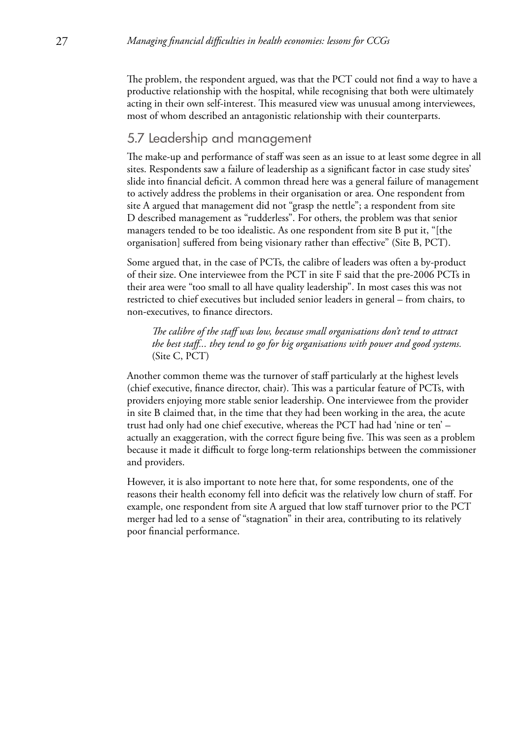The problem, the respondent argued, was that the PCT could not find a way to have a productive relationship with the hospital, while recognising that both were ultimately acting in their own self-interest. This measured view was unusual among interviewees, most of whom described an antagonistic relationship with their counterparts.

## 5.7 Leadership and management

The make-up and performance of staff was seen as an issue to at least some degree in all sites. Respondents saw a failure of leadership as a significant factor in case study sites' slide into financial deficit. A common thread here was a general failure of management to actively address the problems in their organisation or area. One respondent from site A argued that management did not "grasp the nettle"; a respondent from site D described management as "rudderless". For others, the problem was that senior managers tended to be too idealistic. As one respondent from site B put it, "[the organisation] suffered from being visionary rather than effective" (Site B, PCT).

Some argued that, in the case of PCTs, the calibre of leaders was often a by-product of their size. One interviewee from the PCT in site F said that the pre-2006 PCTs in their area were "too small to all have quality leadership". In most cases this was not restricted to chief executives but included senior leaders in general – from chairs, to non-executives, to finance directors.

> *The calibre of the staff was low, because small organisations don't tend to attract the best staff... they tend to go for big organisations with power and good systems.* (Site C, PCT)

Another common theme was the turnover of staff particularly at the highest levels (chief executive, finance director, chair). This was a particular feature of PCTs, with providers enjoying more stable senior leadership. One interviewee from the provider in site B claimed that, in the time that they had been working in the area, the acute trust had only had one chief executive, whereas the PCT had had 'nine or ten' – actually an exaggeration, with the correct figure being five. This was seen as a problem because it made it difficult to forge long-term relationships between the commissioner and providers.

However, it is also important to note here that, for some respondents, one of the reasons their health economy fell into deficit was the relatively low churn of staff. For example, one respondent from site A argued that low staff turnover prior to the PCT merger had led to a sense of "stagnation" in their area, contributing to its relatively poor financial performance.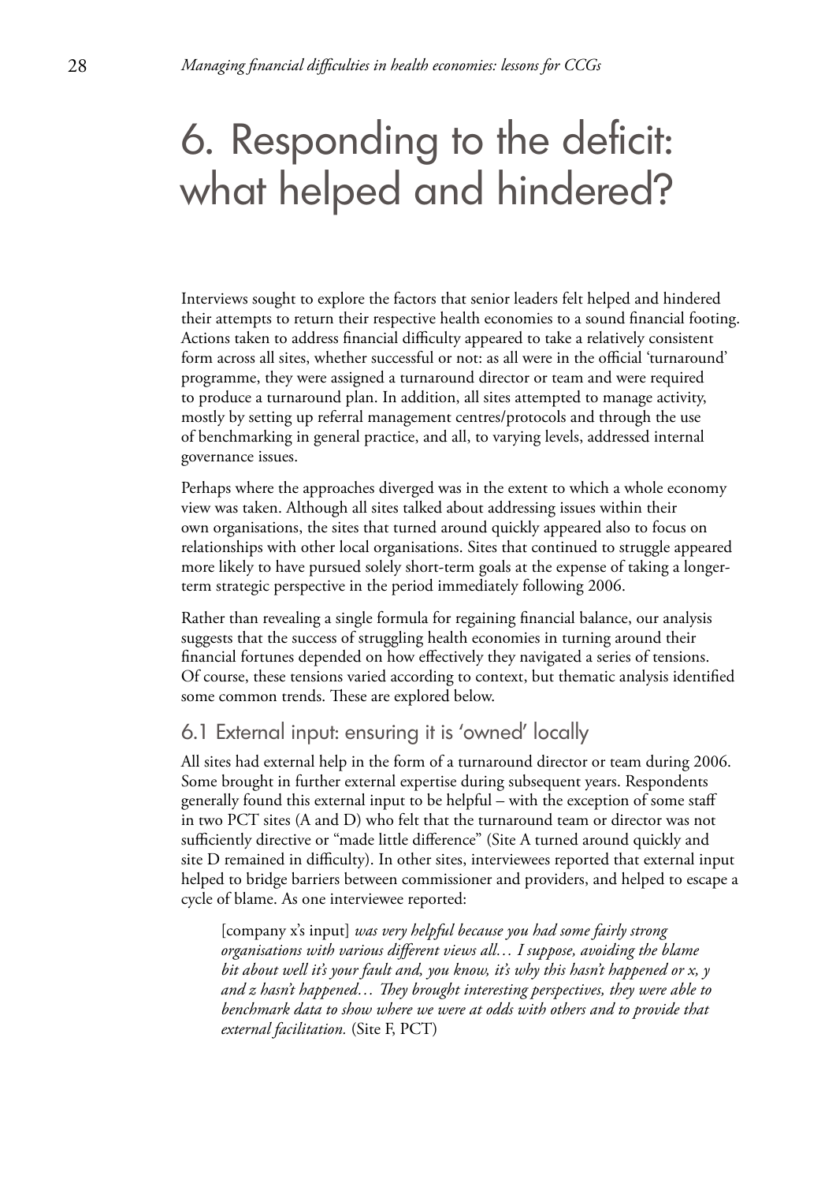# 6. Responding to the deficit: what helped and hindered?

Interviews sought to explore the factors that senior leaders felt helped and hindered their attempts to return their respective health economies to a sound financial footing. Actions taken to address financial difficulty appeared to take a relatively consistent form across all sites, whether successful or not: as all were in the official 'turnaround' programme, they were assigned a turnaround director or team and were required to produce a turnaround plan. In addition, all sites attempted to manage activity, mostly by setting up referral management centres/protocols and through the use of benchmarking in general practice, and all, to varying levels, addressed internal governance issues.

Perhaps where the approaches diverged was in the extent to which a whole economy view was taken. Although all sites talked about addressing issues within their own organisations, the sites that turned around quickly appeared also to focus on relationships with other local organisations. Sites that continued to struggle appeared more likely to have pursued solely short-term goals at the expense of taking a longer-term strategic perspective in the period immediately following 2006.

Rather than revealing a single formula for regaining financial balance, our analysis suggests that the success of struggling health economies in turning around their financial fortunes depended on how effectively they navigated a series of tensions. Of course, these tensions varied according to context, but thematic analysis identified some common trends. These are explored below.

## 6.1 External input: ensuring it is 'owned' locally

All sites had external help in the form of a turnaround director or team during 2006. Some brought in further external expertise during subsequent years. Respondents generally found this external input to be helpful – with the exception of some staff in two PCT sites (A and D) who felt that the turnaround team or director was not sufficiently directive or "made little difference" (Site A turned around quickly and site D remained in difficulty). In other sites, interviewees reported that external input helped to bridge barriers between commissioner and providers, and helped to escape a cycle of blame. As one interviewee reported:

> [company x's input] *was very helpful because you had some fairly strong organisations with various different views all… I suppose, avoiding the blame bit about well it's your fault and, you know, it's why this hasn't happened or x, y and z hasn't happened… They brought interesting perspectives, they were able to benchmark data to show where we were at odds with others and to provide that external facilitation.* (Site F, PCT)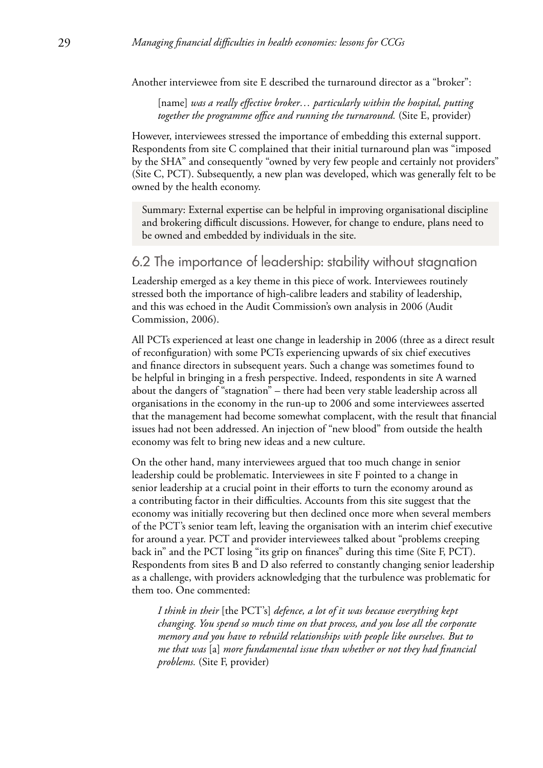Another interviewee from site E described the turnaround director as a "broker":

> [name] *was a really effective broker… particularly within the hospital, putting together the programme office and running the turnaround.* (Site E, provider)

However, interviewees stressed the importance of embedding this external support. Respondents from site C complained that their initial turnaround plan was "imposed by the SHA" and consequently "owned by very few people and certainly not providers" (Site C, PCT). Subsequently, a new plan was developed, which was generally felt to be owned by the health economy.

> Summary: External expertise can be helpful in improving organisational discipline and brokering difficult discussions. However, for change to endure, plans need to be owned and embedded by individuals in the site.

## 6.2 The importance of leadership: stability without stagnation

Leadership emerged as a key theme in this piece of work. Interviewees routinely stressed both the importance of high-calibre leaders and stability of leadership, and this was echoed in the Audit Commission's own analysis in 2006 (Audit Commission, 2006).

All PCTs experienced at least one change in leadership in 2006 (three as a direct result of reconfiguration) with some PCTs experiencing upwards of six chief executives and finance directors in subsequent years. Such a change was sometimes found to be helpful in bringing in a fresh perspective. Indeed, respondents in site A warned about the dangers of "stagnation" – there had been very stable leadership across all organisations in the economy in the run-up to 2006 and some interviewees asserted that the management had become somewhat complacent, with the result that financial issues had not been addressed. An injection of "new blood" from outside the health economy was felt to bring new ideas and a new culture.

On the other hand, many interviewees argued that too much change in senior leadership could be problematic. Interviewees in site F pointed to a change in senior leadership at a crucial point in their efforts to turn the economy around as a contributing factor in their difficulties. Accounts from this site suggest that the economy was initially recovering but then declined once more when several members of the PCT's senior team left, leaving the organisation with an interim chief executive for around a year. PCT and provider interviewees talked about "problems creeping back in" and the PCT losing "its grip on finances" during this time (Site F, PCT). Respondents from sites B and D also referred to constantly changing senior leadership as a challenge, with providers acknowledging that the turbulence was problematic for them too. One commented:

> *I think in their* [the PCT's] *defence, a lot of it was because everything kept changing. You spend so much time on that process, and you lose all the corporate memory and you have to rebuild relationships with people like ourselves. But to me that was* [a] *more fundamental issue than whether or not they had financial problems.* (Site F, provider)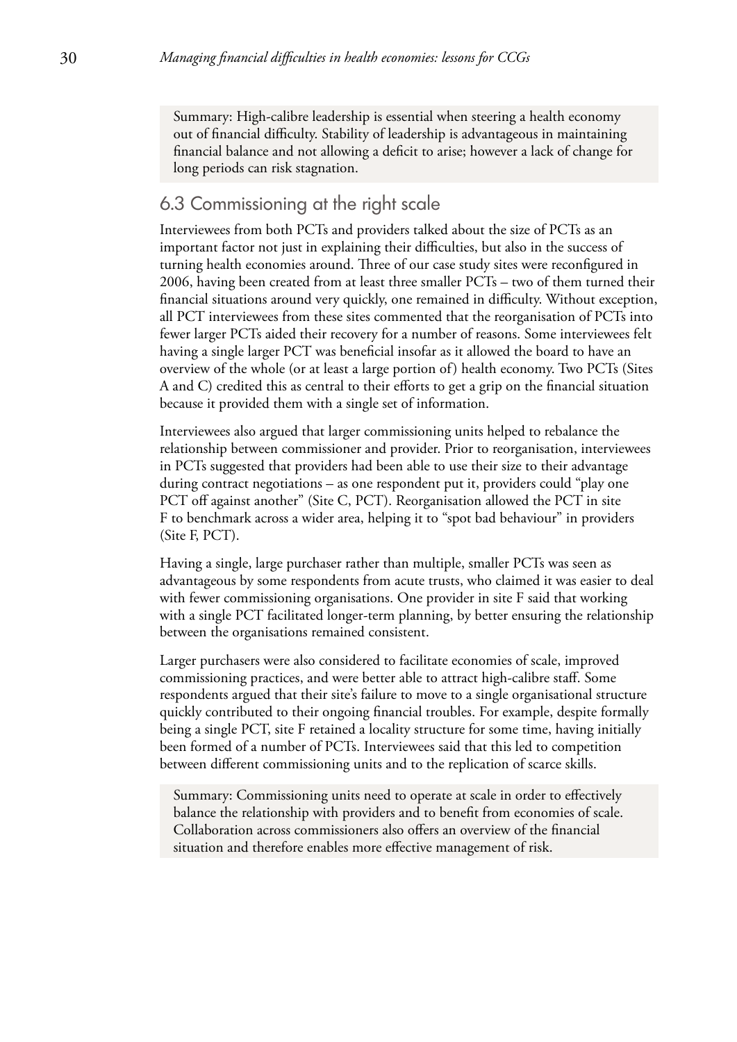Summary: High-calibre leadership is essential when steering a health economy out of financial difficulty. Stability of leadership is advantageous in maintaining financial balance and not allowing a deficit to arise; however a lack of change for long periods can risk stagnation.

## 6.3 Commissioning at the right scale

Interviewees from both PCTs and providers talked about the size of PCTs as an important factor not just in explaining their difficulties, but also in the success of turning health economies around. Three of our case study sites were reconfigured in 2006, having been created from at least three smaller PCTs – two of them turned their financial situations around very quickly, one remained in difficulty. Without exception, all PCT interviewees from these sites commented that the reorganisation of PCTs into fewer larger PCTs aided their recovery for a number of reasons. Some interviewees felt having a single larger PCT was beneficial insofar as it allowed the board to have an overview of the whole (or at least a large portion of) health economy. Two PCTs (Sites A and C) credited this as central to their efforts to get a grip on the financial situation because it provided them with a single set of information.

Interviewees also argued that larger commissioning units helped to rebalance the relationship between commissioner and provider. Prior to reorganisation, interviewees in PCTs suggested that providers had been able to use their size to their advantage during contract negotiations – as one respondent put it, providers could "play one PCT off against another" (Site C, PCT). Reorganisation allowed the PCT in site F to benchmark across a wider area, helping it to "spot bad behaviour" in providers (Site F, PCT).

Having a single, large purchaser rather than multiple, smaller PCTs was seen as advantageous by some respondents from acute trusts, who claimed it was easier to deal with fewer commissioning organisations. One provider in site F said that working with a single PCT facilitated longer-term planning, by better ensuring the relationship between the organisations remained consistent.

Larger purchasers were also considered to facilitate economies of scale, improved commissioning practices, and were better able to attract high-calibre staff. Some respondents argued that their site's failure to move to a single organisational structure quickly contributed to their ongoing financial troubles. For example, despite formally being a single PCT, site F retained a locality structure for some time, having initially been formed of a number of PCTs. Interviewees said that this led to competition between different commissioning units and to the replication of scarce skills.

Summary: Commissioning units need to operate at scale in order to effectively balance the relationship with providers and to benefit from economies of scale. Collaboration across commissioners also offers an overview of the financial situation and therefore enables more effective management of risk.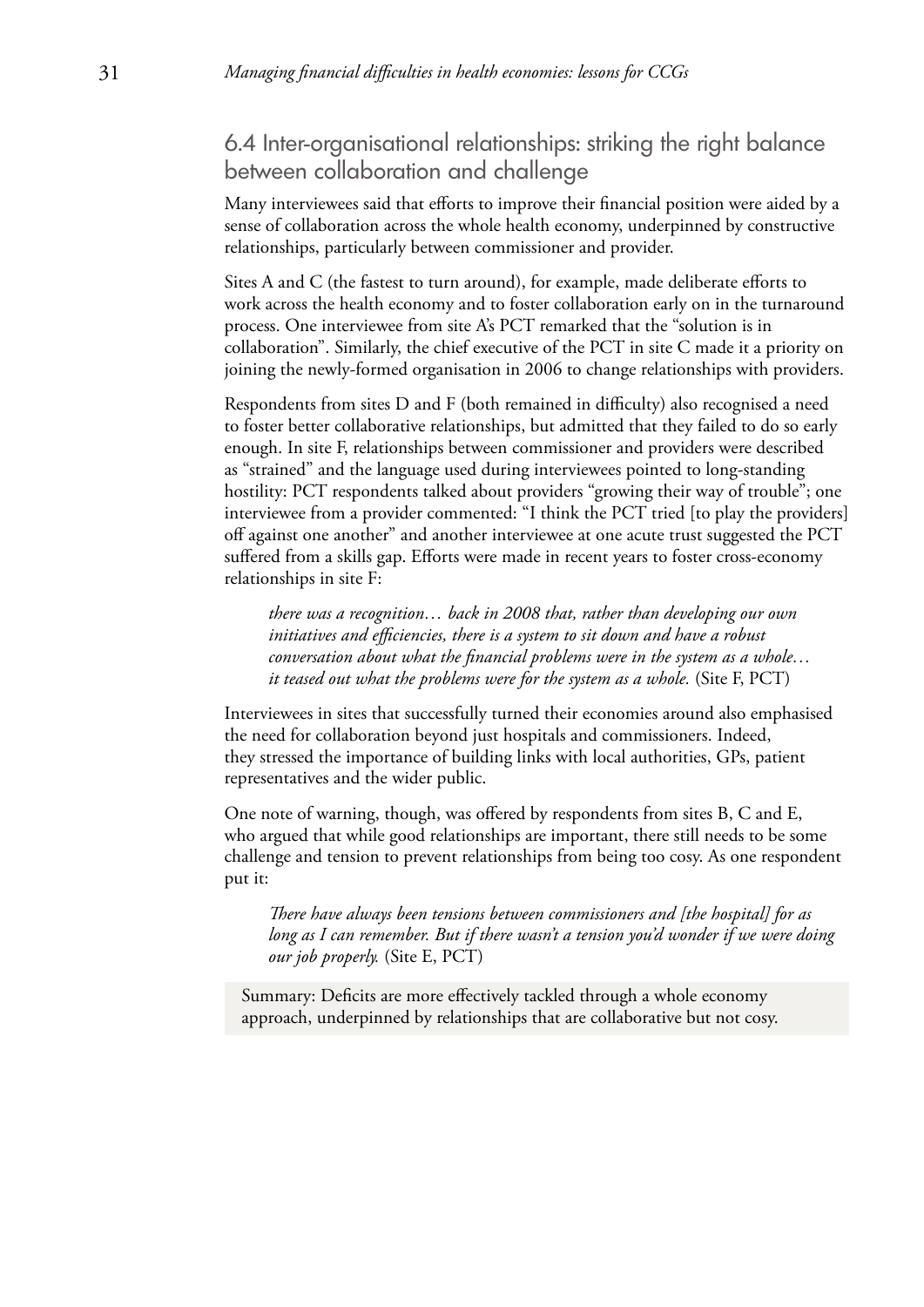## 6.4 Inter-organisational relationships: striking the right balance between collaboration and challenge

Many interviewees said that efforts to improve their financial position were aided by a sense of collaboration across the whole health economy, underpinned by constructive relationships, particularly between commissioner and provider.

Sites A and C (the fastest to turn around), for example, made deliberate efforts to work across the health economy and to foster collaboration early on in the turnaround process. One interviewee from site A's PCT remarked that the "solution is in collaboration". Similarly, the chief executive of the PCT in site C made it a priority on joining the newly-formed organisation in 2006 to change relationships with providers.

Respondents from sites D and F (both remained in difficulty) also recognised a need to foster better collaborative relationships, but admitted that they failed to do so early enough. In site F, relationships between commissioner and providers were described as "strained" and the language used during interviewees pointed to long-standing hostility: PCT respondents talked about providers "growing their way of trouble"; one interviewee from a provider commented: "I think the PCT tried [to play the providers] off against one another" and another interviewee at one acute trust suggested the PCT suffered from a skills gap. Efforts were made in recent years to foster cross-economy relationships in site F:

> *there was a recognition… back in 2008 that, rather than developing our own initiatives and efficiencies, there is a system to sit down and have a robust conversation about what the financial problems were in the system as a whole… it teased out what the problems were for the system as a whole.* (Site F, PCT)

Interviewees in sites that successfully turned their economies around also emphasised the need for collaboration beyond just hospitals and commissioners. Indeed, they stressed the importance of building links with local authorities, GPs, patient representatives and the wider public.

One note of warning, though, was offered by respondents from sites B, C and E, who argued that while good relationships are important, there still needs to be some challenge and tension to prevent relationships from being too cosy. As one respondent put it:

> *There have always been tensions between commissioners and [the hospital] for as long as I can remember. But if there wasn't a tension you'd wonder if we were doing our job properly.* (Site E, PCT)

Summary: Deficits are more effectively tackled through a whole economy approach, underpinned by relationships that are collaborative but not cosy.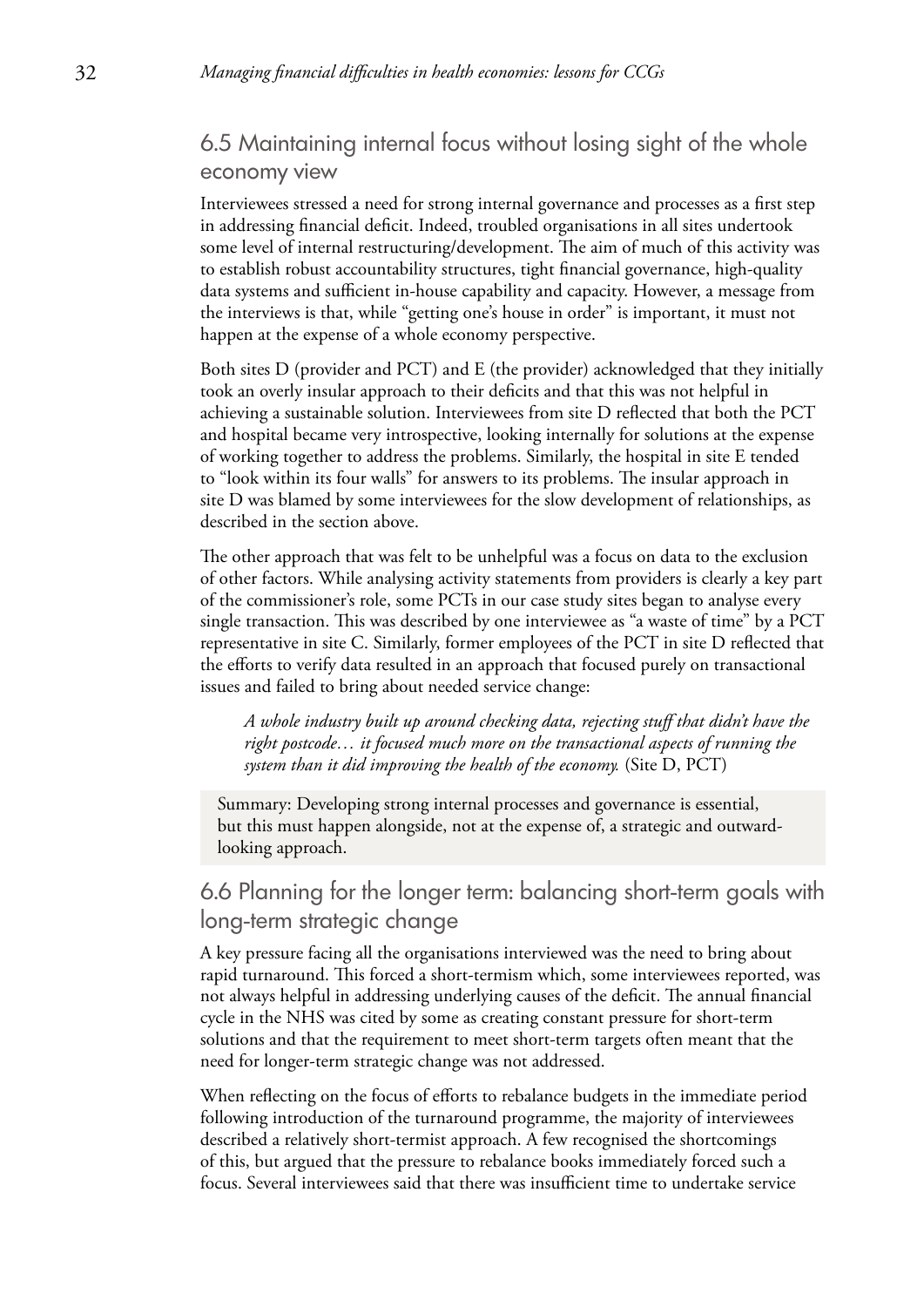## 6.5 Maintaining internal focus without losing sight of the whole economy view

Interviewees stressed a need for strong internal governance and processes as a first step in addressing financial deficit. Indeed, troubled organisations in all sites undertook some level of internal restructuring/development. The aim of much of this activity was to establish robust accountability structures, tight financial governance, high-quality data systems and sufficient in-house capability and capacity. However, a message from the interviews is that, while "getting one's house in order" is important, it must not happen at the expense of a whole economy perspective.

Both sites D (provider and PCT) and E (the provider) acknowledged that they initially took an overly insular approach to their deficits and that this was not helpful in achieving a sustainable solution. Interviewees from site D reflected that both the PCT and hospital became very introspective, looking internally for solutions at the expense of working together to address the problems. Similarly, the hospital in site E tended to "look within its four walls" for answers to its problems. The insular approach in site D was blamed by some interviewees for the slow development of relationships, as described in the section above.

The other approach that was felt to be unhelpful was a focus on data to the exclusion of other factors. While analysing activity statements from providers is clearly a key part of the commissioner's role, some PCTs in our case study sites began to analyse every single transaction. This was described by one interviewee as "a waste of time" by a PCT representative in site C. Similarly, former employees of the PCT in site D reflected that the efforts to verify data resulted in an approach that focused purely on transactional issues and failed to bring about needed service change:

> *A whole industry built up around checking data, rejecting stuff that didn't have the right postcode… it focused much more on the transactional aspects of running the system than it did improving the health of the economy.* (Site D, PCT)

Summary: Developing strong internal processes and governance is essential, but this must happen alongside, not at the expense of, a strategic and outward-looking approach.

## 6.6 Planning for the longer term: balancing short-term goals with long-term strategic change

A key pressure facing all the organisations interviewed was the need to bring about rapid turnaround. This forced a short-termism which, some interviewees reported, was not always helpful in addressing underlying causes of the deficit. The annual financial cycle in the NHS was cited by some as creating constant pressure for short-term solutions and that the requirement to meet short-term targets often meant that the need for longer-term strategic change was not addressed.

When reflecting on the focus of efforts to rebalance budgets in the immediate period following introduction of the turnaround programme, the majority of interviewees described a relatively short-termist approach. A few recognised the shortcomings of this, but argued that the pressure to rebalance books immediately forced such a focus. Several interviewees said that there was insufficient time to undertake service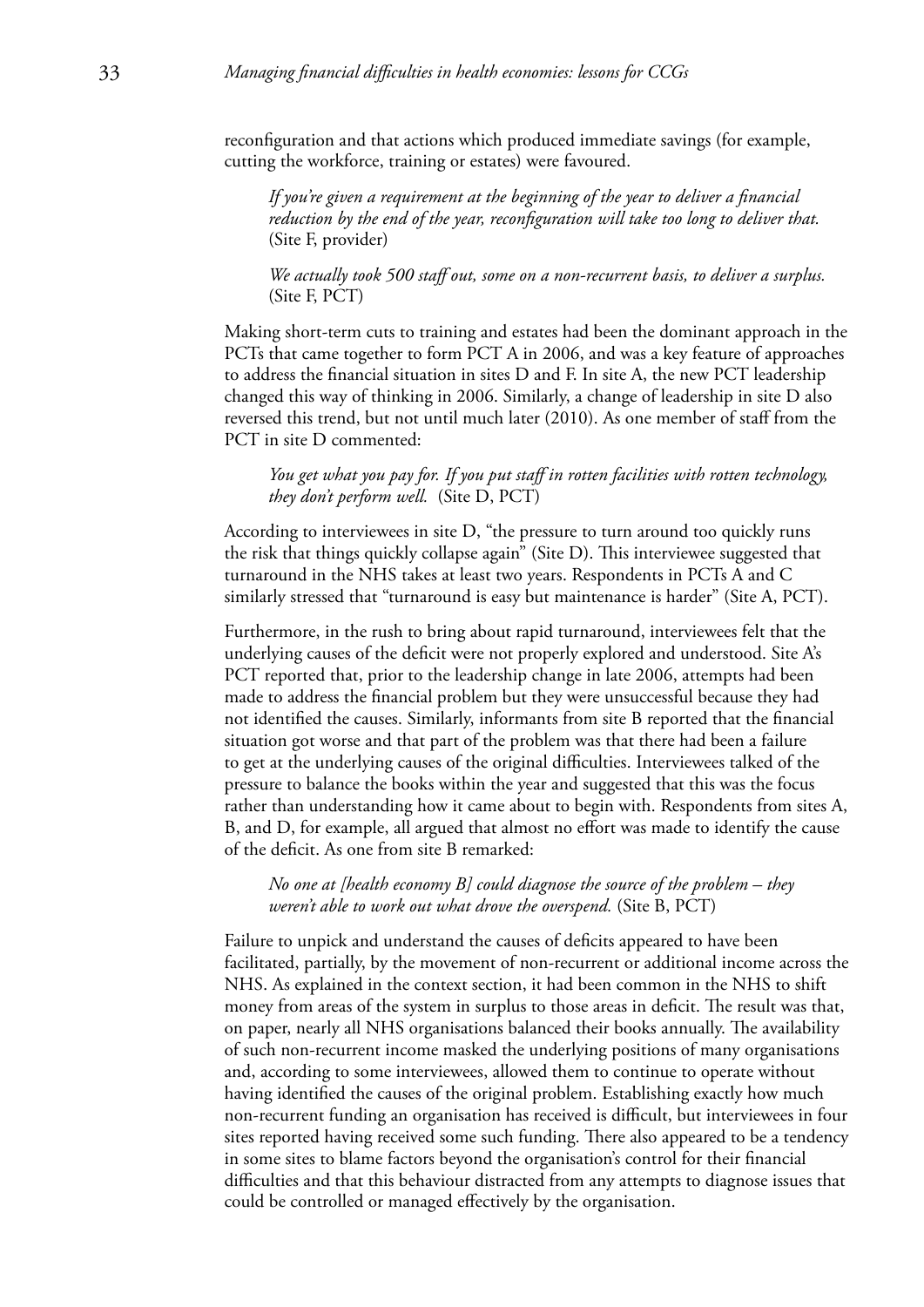reconfiguration and that actions which produced immediate savings (for example, cutting the workforce, training or estates) were favoured.

> *If you're given a requirement at the beginning of the year to deliver a financial reduction by the end of the year, reconfiguration will take too long to deliver that.* (Site F, provider)

> *We actually took 500 staff out, some on a non-recurrent basis, to deliver a surplus.* (Site F, PCT)

Making short-term cuts to training and estates had been the dominant approach in the PCTs that came together to form PCT A in 2006, and was a key feature of approaches to address the financial situation in sites D and F. In site A, the new PCT leadership changed this way of thinking in 2006. Similarly, a change of leadership in site D also reversed this trend, but not until much later (2010). As one member of staff from the PCT in site D commented:

> *You get what you pay for. If you put staff in rotten facilities with rotten technology, they don't perform well.* (Site D, PCT)

According to interviewees in site D, "the pressure to turn around too quickly runs the risk that things quickly collapse again" (Site D). This interviewee suggested that turnaround in the NHS takes at least two years. Respondents in PCTs A and C similarly stressed that "turnaround is easy but maintenance is harder" (Site A, PCT).

Furthermore, in the rush to bring about rapid turnaround, interviewees felt that the underlying causes of the deficit were not properly explored and understood. Site A's PCT reported that, prior to the leadership change in late 2006, attempts had been made to address the financial problem but they were unsuccessful because they had not identified the causes. Similarly, informants from site B reported that the financial situation got worse and that part of the problem was that there had been a failure to get at the underlying causes of the original difficulties. Interviewees talked of the pressure to balance the books within the year and suggested that this was the focus rather than understanding how it came about to begin with. Respondents from sites A, B, and D, for example, all argued that almost no effort was made to identify the cause of the deficit. As one from site B remarked:

> *No one at [health economy B] could diagnose the source of the problem – they weren't able to work out what drove the overspend.* (Site B, PCT)

Failure to unpick and understand the causes of deficits appeared to have been facilitated, partially, by the movement of non-recurrent or additional income across the NHS. As explained in the context section, it had been common in the NHS to shift money from areas of the system in surplus to those areas in deficit. The result was that, on paper, nearly all NHS organisations balanced their books annually. The availability of such non-recurrent income masked the underlying positions of many organisations and, according to some interviewees, allowed them to continue to operate without having identified the causes of the original problem. Establishing exactly how much non-recurrent funding an organisation has received is difficult, but interviewees in four sites reported having received some such funding. There also appeared to be a tendency in some sites to blame factors beyond the organisation's control for their financial difficulties and that this behaviour distracted from any attempts to diagnose issues that could be controlled or managed effectively by the organisation.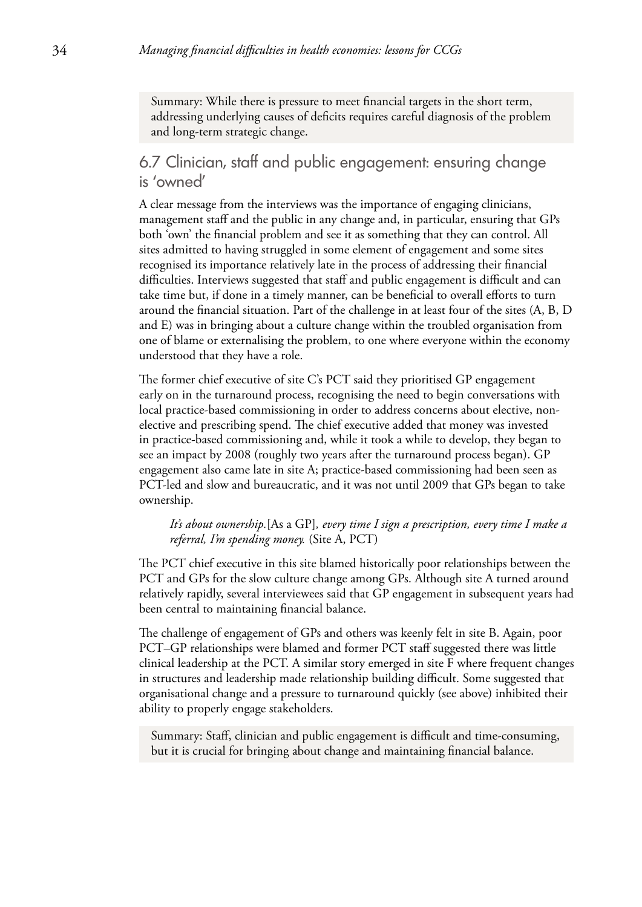Summary: While there is pressure to meet financial targets in the short term, addressing underlying causes of deficits requires careful diagnosis of the problem and long-term strategic change.

## 6.7 Clinician, staff and public engagement: ensuring change is 'owned'

A clear message from the interviews was the importance of engaging clinicians, management staff and the public in any change and, in particular, ensuring that GPs both 'own' the financial problem and see it as something that they can control. All sites admitted to having struggled in some element of engagement and some sites recognised its importance relatively late in the process of addressing their financial difficulties. Interviews suggested that staff and public engagement is difficult and can take time but, if done in a timely manner, can be beneficial to overall efforts to turn around the financial situation. Part of the challenge in at least four of the sites (A, B, D and E) was in bringing about a culture change within the troubled organisation from one of blame or externalising the problem, to one where everyone within the economy understood that they have a role.

The former chief executive of site C's PCT said they prioritised GP engagement early on in the turnaround process, recognising the need to begin conversations with local practice-based commissioning in order to address concerns about elective, non-elective and prescribing spend. The chief executive added that money was invested in practice-based commissioning and, while it took a while to develop, they began to see an impact by 2008 (roughly two years after the turnaround process began). GP engagement also came late in site A; practice-based commissioning had been seen as PCT-led and slow and bureaucratic, and it was not until 2009 that GPs began to take ownership.

> *It's about ownership.*[As a GP]*, every time I sign a prescription, every time I make a referral, I'm spending money.* (Site A, PCT)

The PCT chief executive in this site blamed historically poor relationships between the PCT and GPs for the slow culture change among GPs. Although site A turned around relatively rapidly, several interviewees said that GP engagement in subsequent years had been central to maintaining financial balance.

The challenge of engagement of GPs and others was keenly felt in site B. Again, poor PCT–GP relationships were blamed and former PCT staff suggested there was little clinical leadership at the PCT. A similar story emerged in site F where frequent changes in structures and leadership made relationship building difficult. Some suggested that organisational change and a pressure to turnaround quickly (see above) inhibited their ability to properly engage stakeholders.

Summary: Staff, clinician and public engagement is difficult and time-consuming, but it is crucial for bringing about change and maintaining financial balance.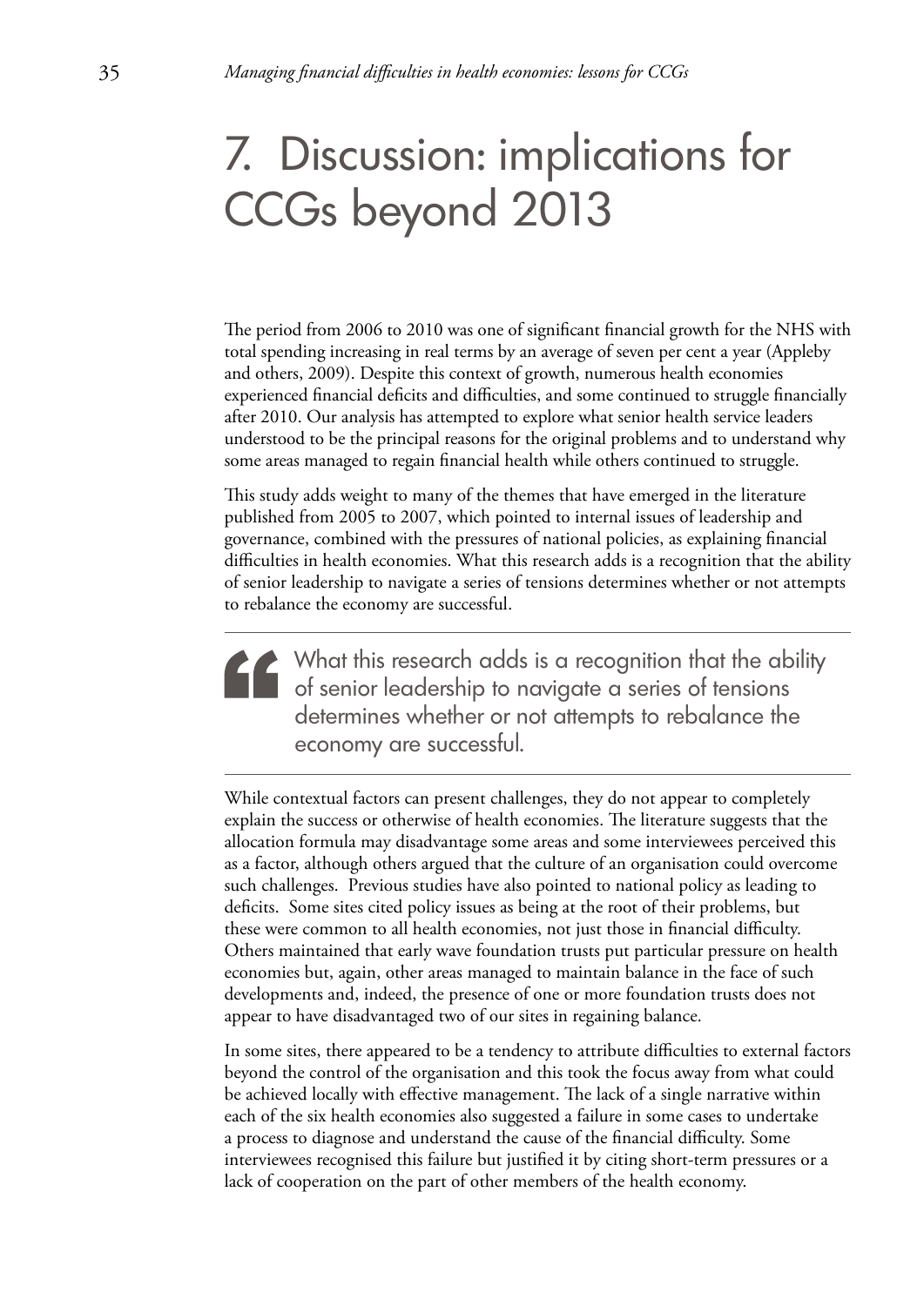# 7. Discussion: implications for CCGs beyond 2013

The period from 2006 to 2010 was one of significant financial growth for the NHS with total spending increasing in real terms by an average of seven per cent a year (Appleby and others, 2009). Despite this context of growth, numerous health economies experienced financial deficits and difficulties, and some continued to struggle financially after 2010. Our analysis has attempted to explore what senior health service leaders understood to be the principal reasons for the original problems and to understand why some areas managed to regain financial health while others continued to struggle.

This study adds weight to many of the themes that have emerged in the literature published from 2005 to 2007, which pointed to internal issues of leadership and governance, combined with the pressures of national policies, as explaining financial difficulties in health economies. What this research adds is a recognition that the ability of senior leadership to navigate a series of tensions determines whether or not attempts to rebalance the economy are successful.

> What this research adds is a recognition that the ability of senior leadership to navigate a series of tensions determines whether or not attempts to rebalance the economy are successful.

While contextual factors can present challenges, they do not appear to completely explain the success or otherwise of health economies. The literature suggests that the allocation formula may disadvantage some areas and some interviewees perceived this as a factor, although others argued that the culture of an organisation could overcome such challenges. Previous studies have also pointed to national policy as leading to deficits. Some sites cited policy issues as being at the root of their problems, but these were common to all health economies, not just those in financial difficulty. Others maintained that early wave foundation trusts put particular pressure on health economies but, again, other areas managed to maintain balance in the face of such developments and, indeed, the presence of one or more foundation trusts does not appear to have disadvantaged two of our sites in regaining balance.

In some sites, there appeared to be a tendency to attribute difficulties to external factors beyond the control of the organisation and this took the focus away from what could be achieved locally with effective management. The lack of a single narrative within each of the six health economies also suggested a failure in some cases to undertake a process to diagnose and understand the cause of the financial difficulty. Some interviewees recognised this failure but justified it by citing short-term pressures or a lack of cooperation on the part of other members of the health economy.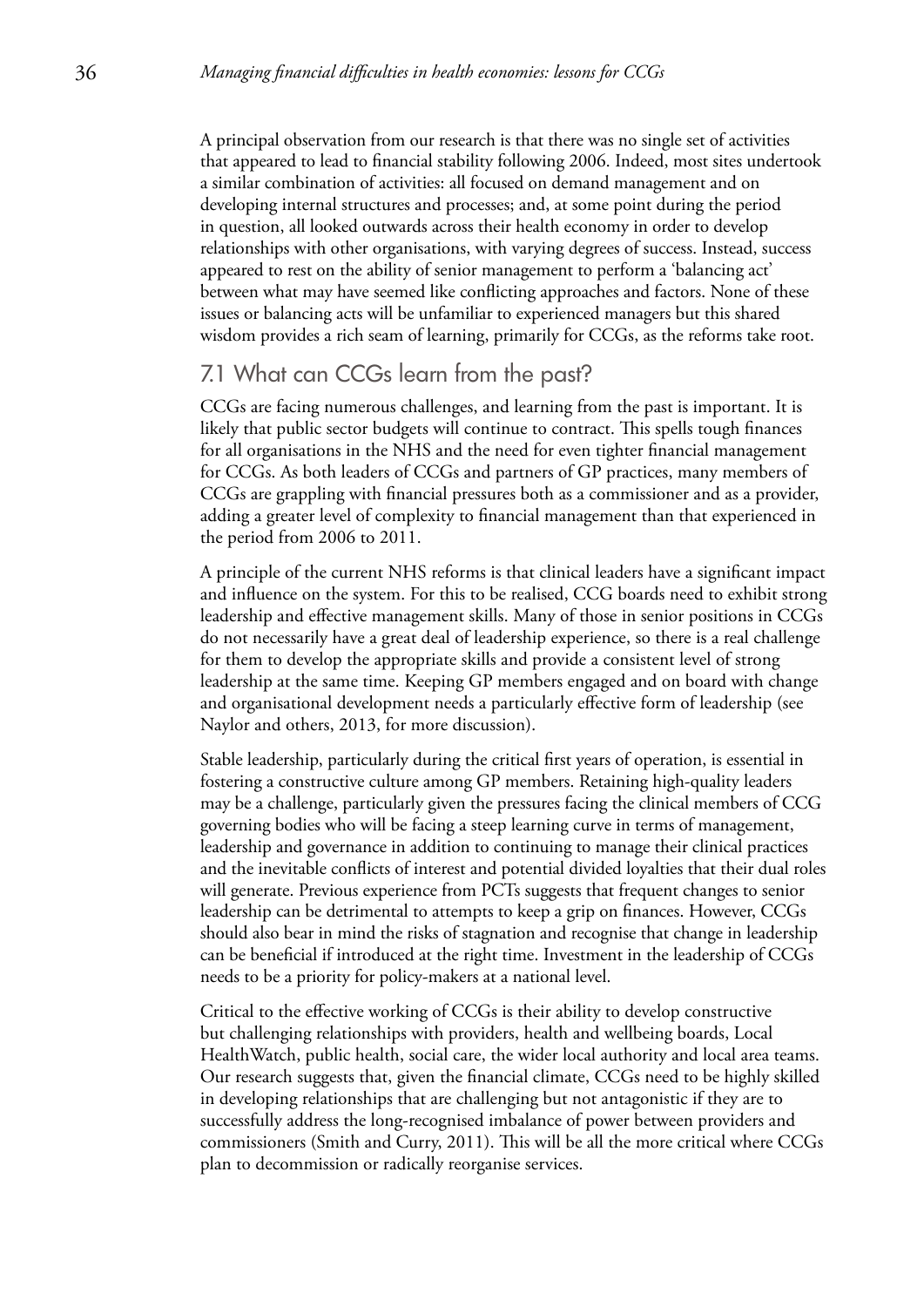A principal observation from our research is that there was no single set of activities that appeared to lead to financial stability following 2006. Indeed, most sites undertook a similar combination of activities: all focused on demand management and on developing internal structures and processes; and, at some point during the period in question, all looked outwards across their health economy in order to develop relationships with other organisations, with varying degrees of success. Instead, success appeared to rest on the ability of senior management to perform a 'balancing act' between what may have seemed like conflicting approaches and factors. None of these issues or balancing acts will be unfamiliar to experienced managers but this shared wisdom provides a rich seam of learning, primarily for CCGs, as the reforms take root.

## 7.1 What can CCGs learn from the past?

CCGs are facing numerous challenges, and learning from the past is important. It is likely that public sector budgets will continue to contract. This spells tough finances for all organisations in the NHS and the need for even tighter financial management for CCGs. As both leaders of CCGs and partners of GP practices, many members of CCGs are grappling with financial pressures both as a commissioner and as a provider, adding a greater level of complexity to financial management than that experienced in the period from 2006 to 2011.

A principle of the current NHS reforms is that clinical leaders have a significant impact and influence on the system. For this to be realised, CCG boards need to exhibit strong leadership and effective management skills. Many of those in senior positions in CCGs do not necessarily have a great deal of leadership experience, so there is a real challenge for them to develop the appropriate skills and provide a consistent level of strong leadership at the same time. Keeping GP members engaged and on board with change and organisational development needs a particularly effective form of leadership (see Naylor and others, 2013, for more discussion).

Stable leadership, particularly during the critical first years of operation, is essential in fostering a constructive culture among GP members. Retaining high-quality leaders may be a challenge, particularly given the pressures facing the clinical members of CCG governing bodies who will be facing a steep learning curve in terms of management, leadership and governance in addition to continuing to manage their clinical practices and the inevitable conflicts of interest and potential divided loyalties that their dual roles will generate. Previous experience from PCTs suggests that frequent changes to senior leadership can be detrimental to attempts to keep a grip on finances. However, CCGs should also bear in mind the risks of stagnation and recognise that change in leadership can be beneficial if introduced at the right time. Investment in the leadership of CCGs needs to be a priority for policy-makers at a national level.

Critical to the effective working of CCGs is their ability to develop constructive but challenging relationships with providers, health and wellbeing boards, Local HealthWatch, public health, social care, the wider local authority and local area teams. Our research suggests that, given the financial climate, CCGs need to be highly skilled in developing relationships that are challenging but not antagonistic if they are to successfully address the long-recognised imbalance of power between providers and commissioners (Smith and Curry, 2011). This will be all the more critical where CCGs plan to decommission or radically reorganise services.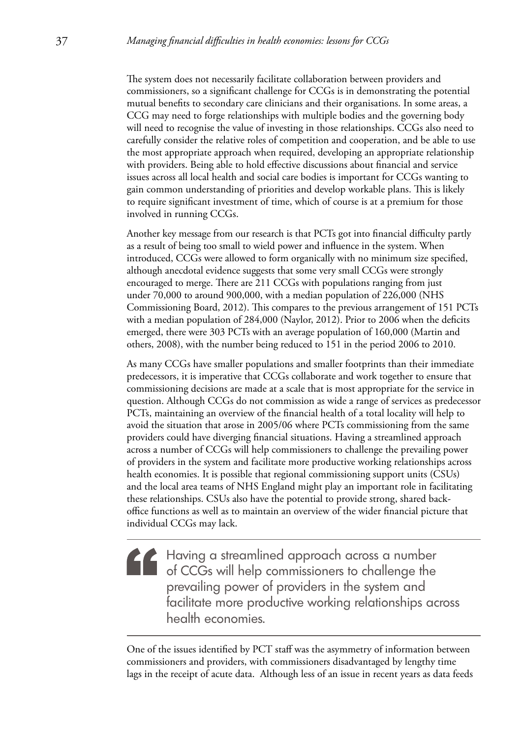The system does not necessarily facilitate collaboration between providers and commissioners, so a significant challenge for CCGs is in demonstrating the potential mutual benefits to secondary care clinicians and their organisations. In some areas, a CCG may need to forge relationships with multiple bodies and the governing body will need to recognise the value of investing in those relationships. CCGs also need to carefully consider the relative roles of competition and cooperation, and be able to use the most appropriate approach when required, developing an appropriate relationship with providers. Being able to hold effective discussions about financial and service issues across all local health and social care bodies is important for CCGs wanting to gain common understanding of priorities and develop workable plans. This is likely to require significant investment of time, which of course is at a premium for those involved in running CCGs.

Another key message from our research is that PCTs got into financial difficulty partly as a result of being too small to wield power and influence in the system. When introduced, CCGs were allowed to form organically with no minimum size specified, although anecdotal evidence suggests that some very small CCGs were strongly encouraged to merge. There are 211 CCGs with populations ranging from just under 70,000 to around 900,000, with a median population of 226,000 (NHS Commissioning Board, 2012). This compares to the previous arrangement of 151 PCTs with a median population of 284,000 (Naylor, 2012). Prior to 2006 when the deficits emerged, there were 303 PCTs with an average population of 160,000 (Martin and others, 2008), with the number being reduced to 151 in the period 2006 to 2010.

As many CCGs have smaller populations and smaller footprints than their immediate predecessors, it is imperative that CCGs collaborate and work together to ensure that commissioning decisions are made at a scale that is most appropriate for the service in question. Although CCGs do not commission as wide a range of services as predecessor PCTs, maintaining an overview of the financial health of a total locality will help to avoid the situation that arose in 2005/06 where PCTs commissioning from the same providers could have diverging financial situations. Having a streamlined approach across a number of CCGs will help commissioners to challenge the prevailing power of providers in the system and facilitate more productive working relationships across health economies. It is possible that regional commissioning support units (CSUs) and the local area teams of NHS England might play an important role in facilitating these relationships. CSUs also have the potential to provide strong, shared back-office functions as well as to maintain an overview of the wider financial picture that individual CCGs may lack.

> Having a streamlined approach across a number of CCGs will help commissioners to challenge the prevailing power of providers in the system and facilitate more productive working relationships across health economies.

One of the issues identified by PCT staff was the asymmetry of information between commissioners and providers, with commissioners disadvantaged by lengthy time lags in the receipt of acute data. Although less of an issue in recent years as data feeds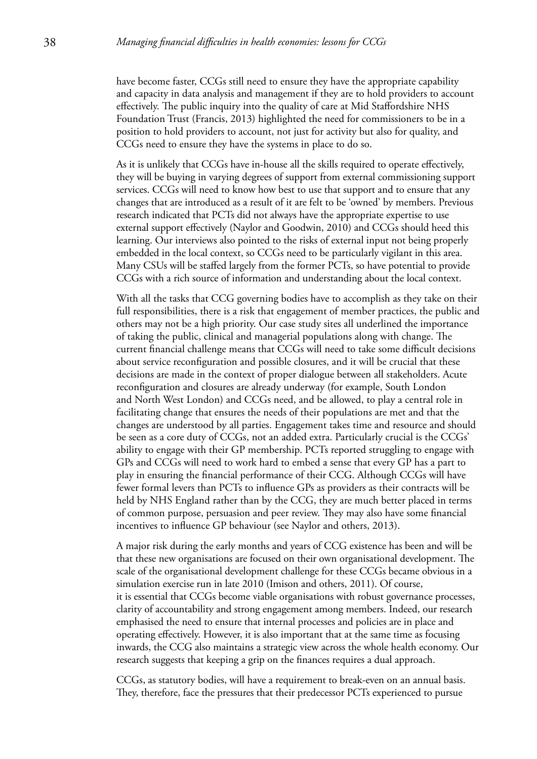have become faster, CCGs still need to ensure they have the appropriate capability and capacity in data analysis and management if they are to hold providers to account effectively. The public inquiry into the quality of care at Mid Staffordshire NHS Foundation Trust (Francis, 2013) highlighted the need for commissioners to be in a position to hold providers to account, not just for activity but also for quality, and CCGs need to ensure they have the systems in place to do so.

As it is unlikely that CCGs have in-house all the skills required to operate effectively, they will be buying in varying degrees of support from external commissioning support services. CCGs will need to know how best to use that support and to ensure that any changes that are introduced as a result of it are felt to be 'owned' by members. Previous research indicated that PCTs did not always have the appropriate expertise to use external support effectively (Naylor and Goodwin, 2010) and CCGs should heed this learning. Our interviews also pointed to the risks of external input not being properly embedded in the local context, so CCGs need to be particularly vigilant in this area. Many CSUs will be staffed largely from the former PCTs, so have potential to provide CCGs with a rich source of information and understanding about the local context.

With all the tasks that CCG governing bodies have to accomplish as they take on their full responsibilities, there is a risk that engagement of member practices, the public and others may not be a high priority. Our case study sites all underlined the importance of taking the public, clinical and managerial populations along with change. The current financial challenge means that CCGs will need to take some difficult decisions about service reconfiguration and possible closures, and it will be crucial that these decisions are made in the context of proper dialogue between all stakeholders. Acute reconfiguration and closures are already underway (for example, South London and North West London) and CCGs need, and be allowed, to play a central role in facilitating change that ensures the needs of their populations are met and that the changes are understood by all parties. Engagement takes time and resource and should be seen as a core duty of CCGs, not an added extra. Particularly crucial is the CCGs' ability to engage with their GP membership. PCTs reported struggling to engage with GPs and CCGs will need to work hard to embed a sense that every GP has a part to play in ensuring the financial performance of their CCG. Although CCGs will have fewer formal levers than PCTs to influence GPs as providers as their contracts will be held by NHS England rather than by the CCG, they are much better placed in terms of common purpose, persuasion and peer review. They may also have some financial incentives to influence GP behaviour (see Naylor and others, 2013).

A major risk during the early months and years of CCG existence has been and will be that these new organisations are focused on their own organisational development. The scale of the organisational development challenge for these CCGs became obvious in a simulation exercise run in late 2010 (Imison and others, 2011). Of course, it is essential that CCGs become viable organisations with robust governance processes, clarity of accountability and strong engagement among members. Indeed, our research emphasised the need to ensure that internal processes and policies are in place and operating effectively. However, it is also important that at the same time as focusing inwards, the CCG also maintains a strategic view across the whole health economy. Our research suggests that keeping a grip on the finances requires a dual approach.

CCGs, as statutory bodies, will have a requirement to break-even on an annual basis. They, therefore, face the pressures that their predecessor PCTs experienced to pursue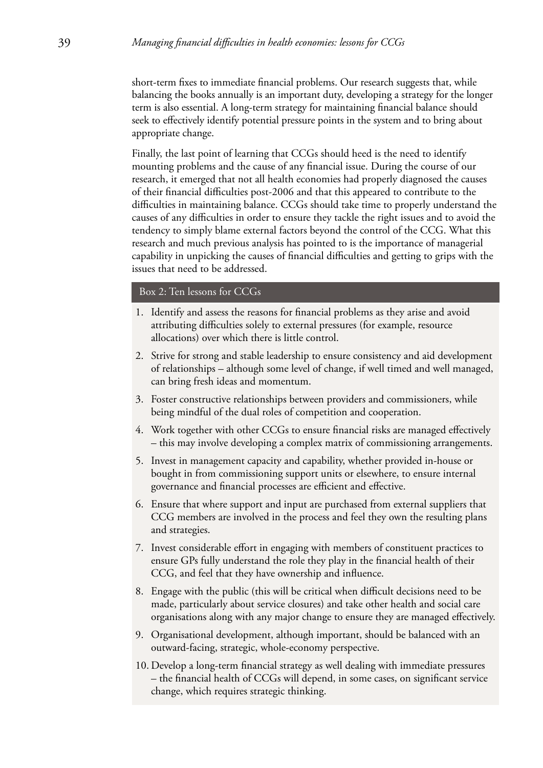short-term fixes to immediate financial problems. Our research suggests that, while balancing the books annually is an important duty, developing a strategy for the longer term is also essential. A long-term strategy for maintaining financial balance should seek to effectively identify potential pressure points in the system and to bring about appropriate change.

Finally, the last point of learning that CCGs should heed is the need to identify mounting problems and the cause of any financial issue. During the course of our research, it emerged that not all health economies had properly diagnosed the causes of their financial difficulties post-2006 and that this appeared to contribute to the difficulties in maintaining balance. CCGs should take time to properly understand the causes of any difficulties in order to ensure they tackle the right issues and to avoid the tendency to simply blame external factors beyond the control of the CCG. What this research and much previous analysis has pointed to is the importance of managerial capability in unpicking the causes of financial difficulties and getting to grips with the issues that need to be addressed.

### Box 2: Ten lessons for CCGs

1. Identify and assess the reasons for financial problems as they arise and avoid attributing difficulties solely to external pressures (for example, resource allocations) over which there is little control.
2. Strive for strong and stable leadership to ensure consistency and aid development of relationships – although some level of change, if well timed and well managed, can bring fresh ideas and momentum.
3. Foster constructive relationships between providers and commissioners, while being mindful of the dual roles of competition and cooperation.
4. Work together with other CCGs to ensure financial risks are managed effectively – this may involve developing a complex matrix of commissioning arrangements.
5. Invest in management capacity and capability, whether provided in-house or bought in from commissioning support units or elsewhere, to ensure internal governance and financial processes are efficient and effective.
6. Ensure that where support and input are purchased from external suppliers that CCG members are involved in the process and feel they own the resulting plans and strategies.
7. Invest considerable effort in engaging with members of constituent practices to ensure GPs fully understand the role they play in the financial health of their CCG, and feel that they have ownership and influence.
8. Engage with the public (this will be critical when difficult decisions need to be made, particularly about service closures) and take other health and social care organisations along with any major change to ensure they are managed effectively.
9. Organisational development, although important, should be balanced with an outward-facing, strategic, whole-economy perspective.
10. Develop a long-term financial strategy as well dealing with immediate pressures – the financial health of CCGs will depend, in some cases, on significant service change, which requires strategic thinking.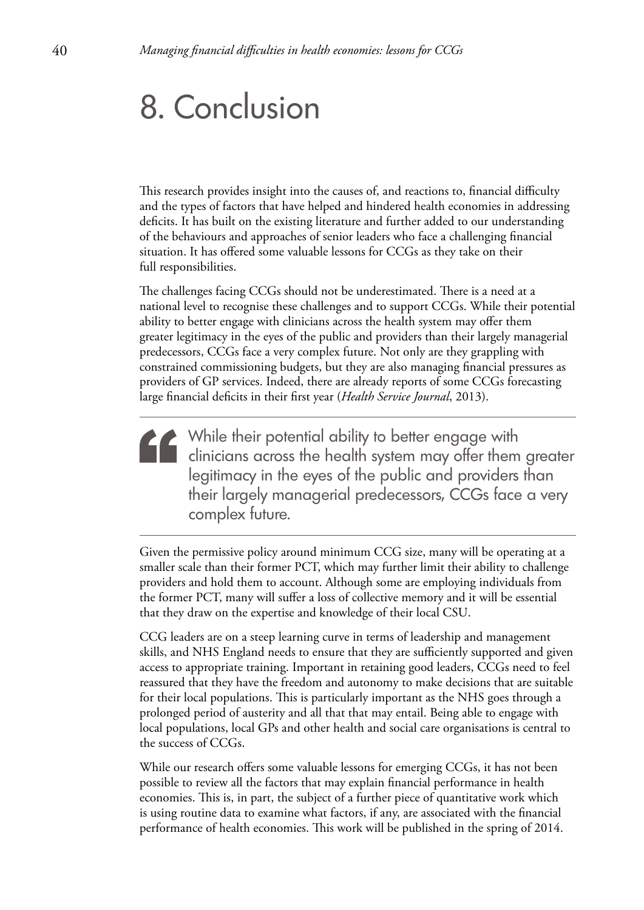# 8. Conclusion

This research provides insight into the causes of, and reactions to, financial difficulty and the types of factors that have helped and hindered health economies in addressing deficits. It has built on the existing literature and further added to our understanding of the behaviours and approaches of senior leaders who face a challenging financial situation. It has offered some valuable lessons for CCGs as they take on their full responsibilities.

The challenges facing CCGs should not be underestimated. There is a need at a national level to recognise these challenges and to support CCGs. While their potential ability to better engage with clinicians across the health system may offer them greater legitimacy in the eyes of the public and providers than their largely managerial predecessors, CCGs face a very complex future. Not only are they grappling with constrained commissioning budgets, but they are also managing financial pressures as providers of GP services. Indeed, there are already reports of some CCGs forecasting large financial deficits in their first year (*Health Service Journal*, 2013).

> While their potential ability to better engage with clinicians across the health system may offer them greater legitimacy in the eyes of the public and providers than their largely managerial predecessors, CCGs face a very complex future.

Given the permissive policy around minimum CCG size, many will be operating at a smaller scale than their former PCT, which may further limit their ability to challenge providers and hold them to account. Although some are employing individuals from the former PCT, many will suffer a loss of collective memory and it will be essential that they draw on the expertise and knowledge of their local CSU.

CCG leaders are on a steep learning curve in terms of leadership and management skills, and NHS England needs to ensure that they are sufficiently supported and given access to appropriate training. Important in retaining good leaders, CCGs need to feel reassured that they have the freedom and autonomy to make decisions that are suitable for their local populations. This is particularly important as the NHS goes through a prolonged period of austerity and all that that may entail. Being able to engage with local populations, local GPs and other health and social care organisations is central to the success of CCGs.

While our research offers some valuable lessons for emerging CCGs, it has not been possible to review all the factors that may explain financial performance in health economies. This is, in part, the subject of a further piece of quantitative work which is using routine data to examine what factors, if any, are associated with the financial performance of health economies. This work will be published in the spring of 2014.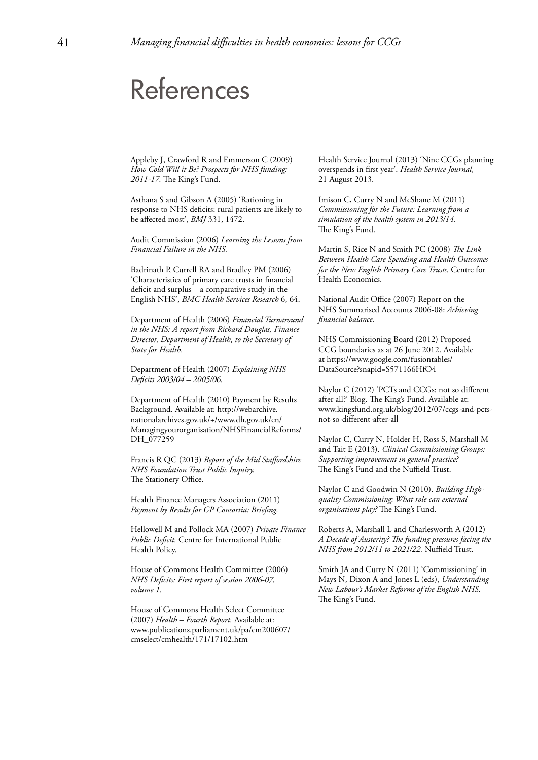# References

Appleby J, Crawford R and Emmerson C (2009) *How Cold Will it Be? Prospects for NHS funding: 2011-17.* The King's Fund.

Asthana S and Gibson A (2005) 'Rationing in response to NHS deficits: rural patients are likely to be affected most', *BMJ* 331, 1472.

Audit Commission (2006) *Learning the Lessons from Financial Failure in the NHS.*

Badrinath P, Currell RA and Bradley PM (2006) 'Characteristics of primary care trusts in financial deficit and surplus – a comparative study in the English NHS', *BMC Health Services Research* 6, 64.

Department of Health (2006) *Financial Turnaround in the NHS: A report from Richard Douglas, Finance Director, Department of Health, to the Secretary of State for Health.*

Department of Health (2007) *Explaining NHS Deficits 2003/04 – 2005/06.*

Department of Health (2010) Payment by Results Background. Available at: http://webarchive.nationalarchives.gov.uk/+/www.dh.gov.uk/en/Managingyourorganisation/NHSFinancialReforms/DH_077259

Francis R QC (2013) *Report of the Mid Staffordshire NHS Foundation Trust Public Inquiry.* The Stationery Office.

Health Finance Managers Association (2011) *Payment by Results for GP Consortia: Briefing.*

Hellowell M and Pollock MA (2007) *Private Finance Public Deficit.* Centre for International Public Health Policy.

House of Commons Health Committee (2006) *NHS Deficits: First report of session 2006-07, volume 1.*

House of Commons Health Select Committee (2007) *Health – Fourth Report.* Available at: www.publications.parliament.uk/pa/cm200607/cmselect/cmhealth/171/17102.htm

Health Service Journal (2013) 'Nine CCGs planning overspends in first year'. *Health Service Journal*, 21 August 2013.

Imison C, Curry N and McShane M (2011) *Commissioning for the Future: Learning from a simulation of the health system in 2013/14.* The King's Fund.

Martin S, Rice N and Smith PC (2008) *The Link Between Health Care Spending and Health Outcomes for the New English Primary Care Trusts.* Centre for Health Economics.

National Audit Office (2007) Report on the NHS Summarised Accounts 2006-08: *Achieving financial balance.*

NHS Commissioning Board (2012) Proposed CCG boundaries as at 26 June 2012. Available at https://www.google.com/fusiontables/DataSource?snapid=S571166HfO4

Naylor C (2012) 'PCTs and CCGs: not so different after all?' Blog. The King's Fund. Available at: www.kingsfund.org.uk/blog/2012/07/ccgs-and-pcts-not-so-different-after-all

Naylor C, Curry N, Holder H, Ross S, Marshall M and Tait E (2013). *Clinical Commissioning Groups: Supporting improvement in general practice?* The King's Fund and the Nuffield Trust.

Naylor C and Goodwin N (2010). *Building High-quality Commissioning: What role can external organisations play?* The King's Fund.

Roberts A, Marshall L and Charlesworth A (2012) *A Decade of Austerity? The funding pressures facing the NHS from 2012/11 to 2021/22.* Nuffield Trust.

Smith JA and Curry N (2011) 'Commissioning' in Mays N, Dixon A and Jones L (eds), *Understanding New Labour's Market Reforms of the English NHS.* The King's Fund.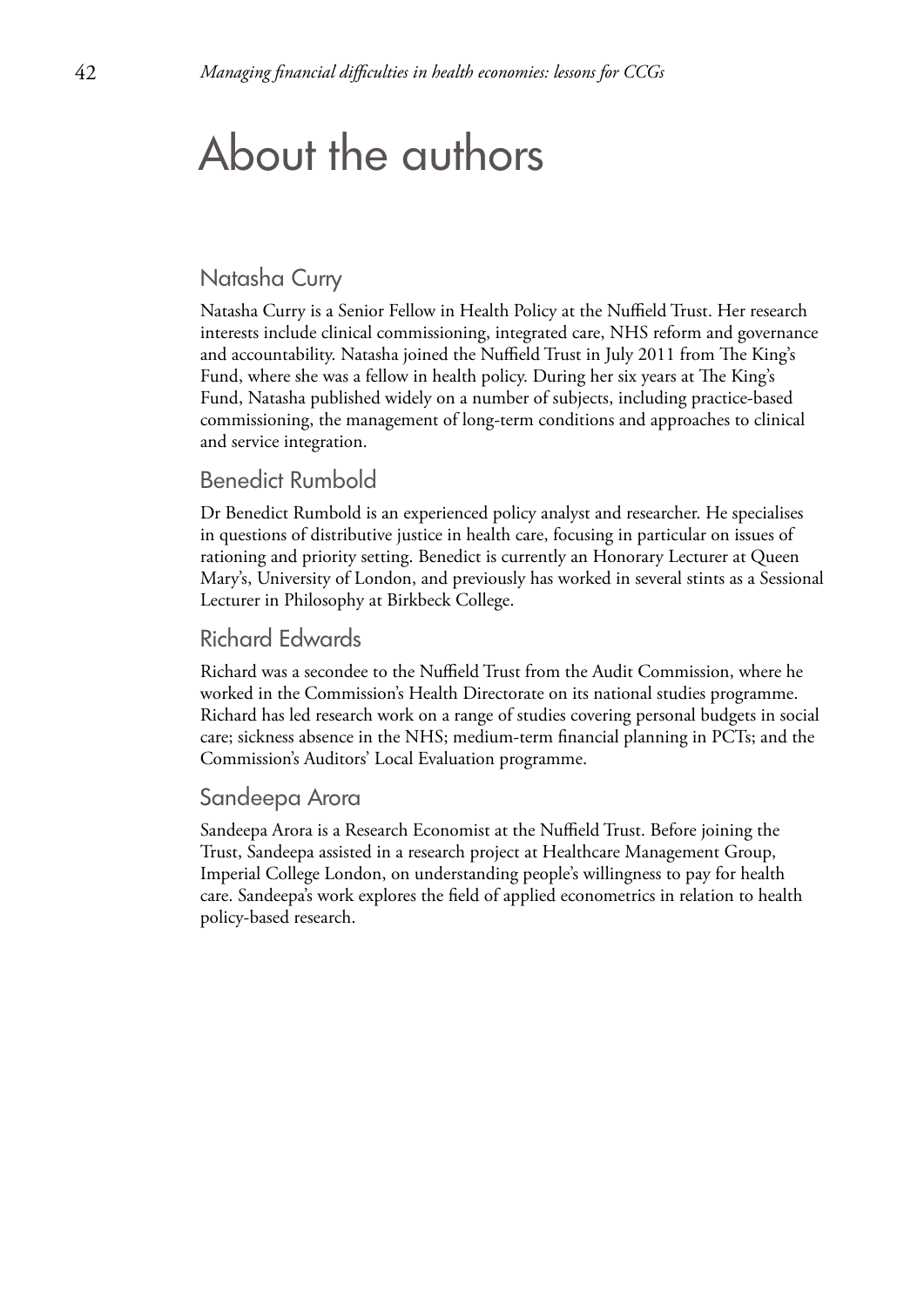# About the authors

## Natasha Curry

Natasha Curry is a Senior Fellow in Health Policy at the Nuffield Trust. Her research interests include clinical commissioning, integrated care, NHS reform and governance and accountability. Natasha joined the Nuffield Trust in July 2011 from The King's Fund, where she was a fellow in health policy. During her six years at The King's Fund, Natasha published widely on a number of subjects, including practice-based commissioning, the management of long-term conditions and approaches to clinical and service integration.

## Benedict Rumbold

Dr Benedict Rumbold is an experienced policy analyst and researcher. He specialises in questions of distributive justice in health care, focusing in particular on issues of rationing and priority setting. Benedict is currently an Honorary Lecturer at Queen Mary's, University of London, and previously has worked in several stints as a Sessional Lecturer in Philosophy at Birkbeck College.

## Richard Edwards

Richard was a secondee to the Nuffield Trust from the Audit Commission, where he worked in the Commission's Health Directorate on its national studies programme. Richard has led research work on a range of studies covering personal budgets in social care; sickness absence in the NHS; medium-term financial planning in PCTs; and the Commission's Auditors' Local Evaluation programme.

## Sandeepa Arora

Sandeepa Arora is a Research Economist at the Nuffield Trust. Before joining the Trust, Sandeepa assisted in a research project at Healthcare Management Group, Imperial College London, on understanding people's willingness to pay for health care. Sandeepa's work explores the field of applied econometrics in relation to health policy-based research.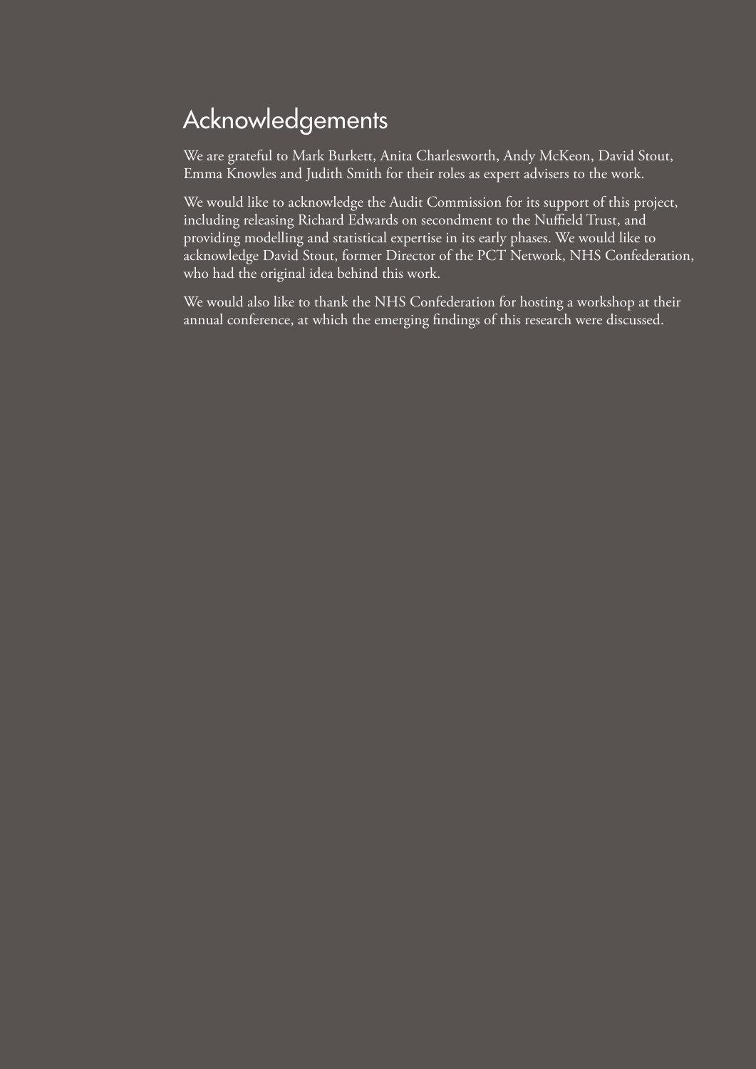# Acknowledgements

We are grateful to Mark Burkett, Anita Charlesworth, Andy McKeon, David Stout, Emma Knowles and Judith Smith for their roles as expert advisers to the work.

We would like to acknowledge the Audit Commission for its support of this project, including releasing Richard Edwards on secondment to the Nuffield Trust, and providing modelling and statistical expertise in its early phases. We would like to acknowledge David Stout, former Director of the PCT Network, NHS Confederation, who had the original idea behind this work.

We would also like to thank the NHS Confederation for hosting a workshop at their annual conference, at which the emerging findings of this research were discussed.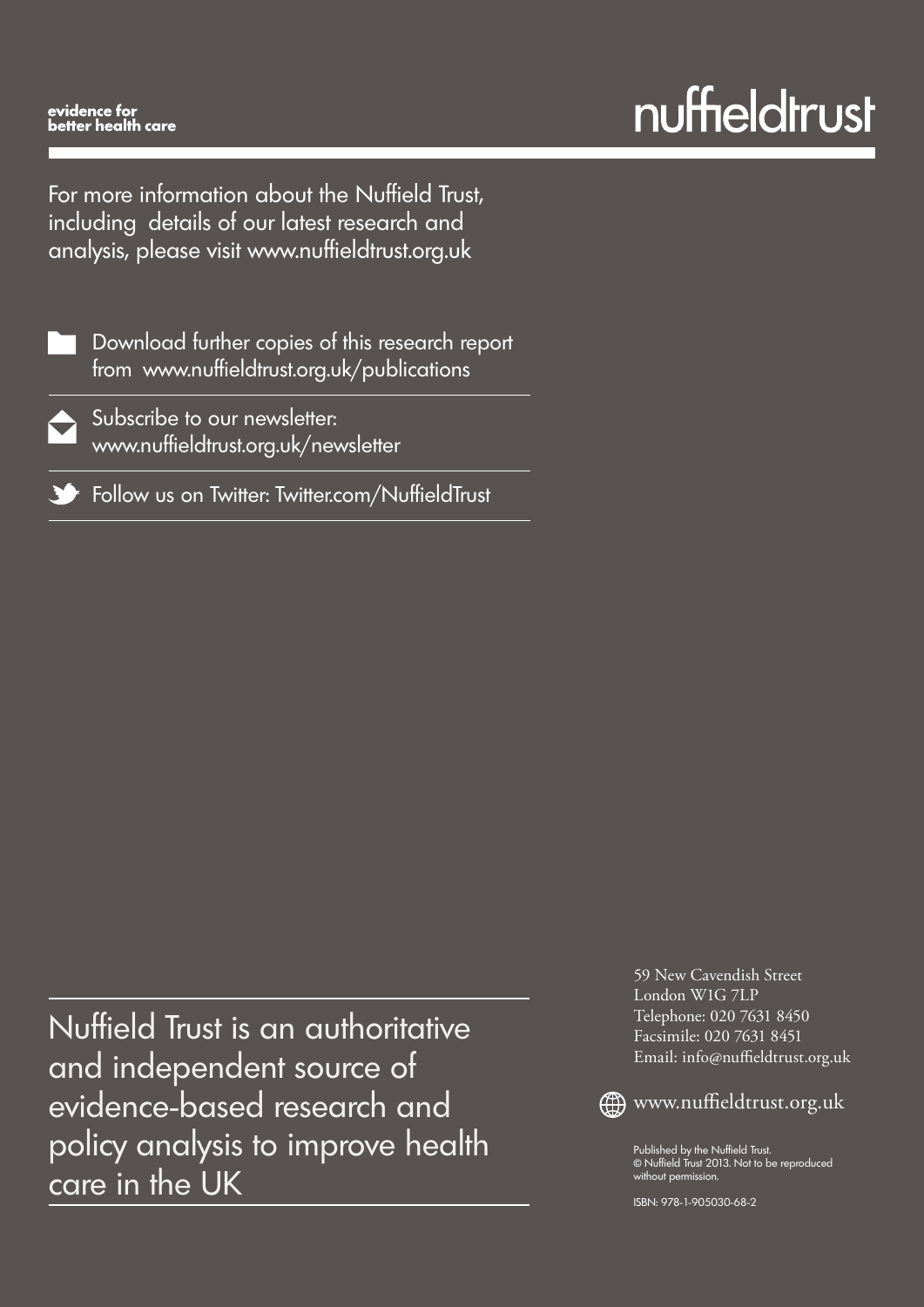evidence for
better health care

nuffieldtrust

For more information about the Nuffield Trust, including details of our latest research and analysis, please visit www.nuffieldtrust.org.uk

Download further copies of this research report from www.nuffieldtrust.org.uk/publications

Subscribe to our newsletter:
www.nuffieldtrust.org.uk/newsletter

Follow us on Twitter: Twitter.com/NuffieldTrust

Nuffield Trust is an authoritative and independent source of evidence-based research and policy analysis to improve health care in the UK

59 New Cavendish Street
London W1G 7LP
Telephone: 020 7631 8450
Facsimile: 020 7631 8451
Email: info@nuffieldtrust.org.uk

www.nuffieldtrust.org.uk

Published by the Nuffield Trust.
© Nuffield Trust 2013. Not to be reproduced without permission.

ISBN: 978-1-905030-68-2